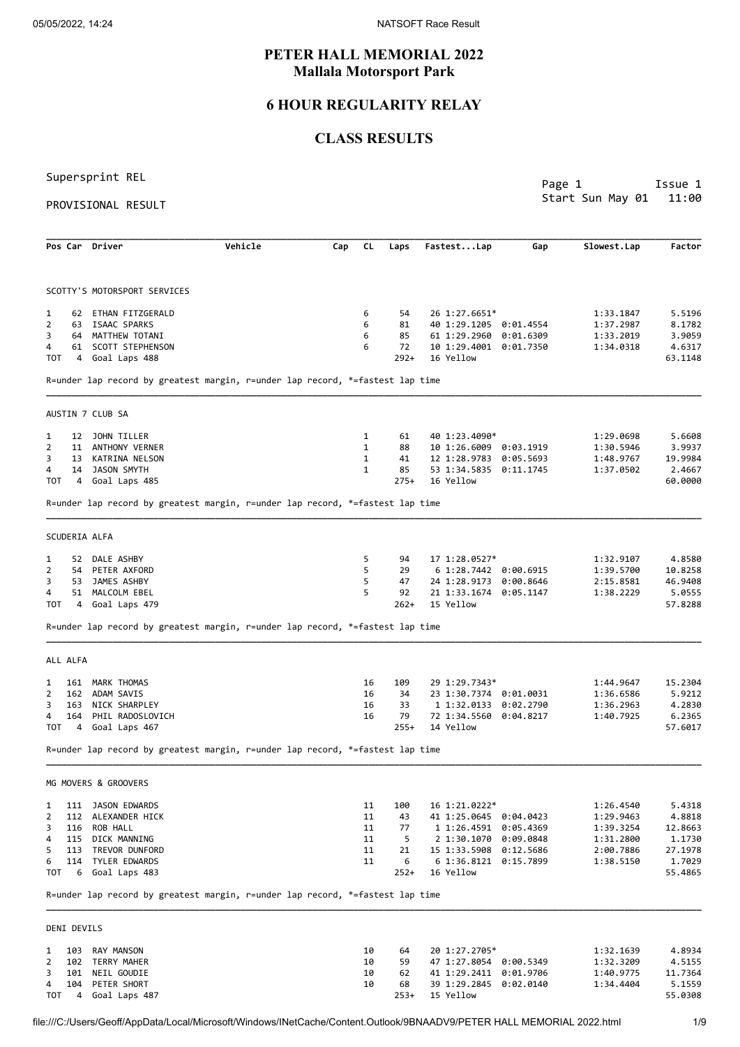# PETER HALL MEMORIAL 2022
## Mallala Motorsport Park

## 6 HOUR REGULARITY RELAY

## CLASS RESULTS

Supersprint REL

PROVISIONAL RESULT

Page 1 Issue 1
Start Sun May 01 11:00

| Pos | Car | Driver | Vehicle | Cap | CL | Laps | Fastest...Lap | Gap | Slowest.Lap | Factor |
|---|---|---|---|---|---|---|---|---|---|---|
| **SCOTTY'S MOTORSPORT SERVICES** | | | | | | | | | | |
| 1 | 62 | ETHAN FITZGERALD | | | 6 | 54 | 26 1:27.6651* | | 1:33.1847 | 5.5196 |
| 2 | 63 | ISAAC SPARKS | | | 6 | 81 | 40 1:29.1205 | 0:01.4554 | 1:37.2987 | 8.1782 |
| 3 | 64 | MATTHEW TOTANI | | | 6 | 85 | 61 1:29.2960 | 0:01.6309 | 1:33.2019 | 3.9059 |
| 4 | 61 | SCOTT STEPHENSON | | | 6 | 72 | 10 1:29.4001 | 0:01.7350 | 1:34.0318 | 4.6317 |
| TOT | 4 | Goal Laps 488 | | | | 292+ | 16 Yellow | | | 63.1148 |

R=under lap record by greatest margin, r=under lap record, *=fastest lap time

| Pos | Car | Driver | Vehicle | Cap | CL | Laps | Fastest...Lap | Gap | Slowest.Lap | Factor |
|---|---|---|---|---|---|---|---|---|---|---|
| **AUSTIN 7 CLUB SA** | | | | | | | | | | |
| 1 | 12 | JOHN TILLER | | | 1 | 61 | 40 1:23.4090* | | 1:29.0698 | 5.6608 |
| 2 | 11 | ANTHONY VERNER | | | 1 | 88 | 10 1:26.6009 | 0:03.1919 | 1:30.5946 | 3.9937 |
| 3 | 13 | KATRINA NELSON | | | 1 | 41 | 12 1:28.9783 | 0:05.5693 | 1:48.9767 | 19.9984 |
| 4 | 14 | JASON SMYTH | | | 1 | 85 | 53 1:34.5835 | 0:11.1745 | 1:37.0502 | 2.4667 |
| TOT | 4 | Goal Laps 485 | | | | 275+ | 16 Yellow | | | 60.0000 |

R=under lap record by greatest margin, r=under lap record, *=fastest lap time

| Pos | Car | Driver | Vehicle | Cap | CL | Laps | Fastest...Lap | Gap | Slowest.Lap | Factor |
|---|---|---|---|---|---|---|---|---|---|---|
| **SCUDERIA ALFA** | | | | | | | | | | |
| 1 | 52 | DALE ASHBY | | | 5 | 94 | 17 1:28.0527* | | 1:32.9107 | 4.8580 |
| 2 | 54 | PETER AXFORD | | | 5 | 29 | 6 1:28.7442 | 0:00.6915 | 1:39.5700 | 10.8258 |
| 3 | 53 | JAMES ASHBY | | | 5 | 47 | 24 1:28.9173 | 0:00.8646 | 2:15.8581 | 46.9408 |
| 4 | 51 | MALCOLM EBEL | | | 5 | 92 | 21 1:33.1674 | 0:05.1147 | 1:38.2229 | 5.0555 |
| TOT | 4 | Goal Laps 479 | | | | 262+ | 15 Yellow | | | 57.8288 |

R=under lap record by greatest margin, r=under lap record, *=fastest lap time

| Pos | Car | Driver | Vehicle | Cap | CL | Laps | Fastest...Lap | Gap | Slowest.Lap | Factor |
|---|---|---|---|---|---|---|---|---|---|---|
| **ALL ALFA** | | | | | | | | | | |
| 1 | 161 | MARK THOMAS | | | 16 | 109 | 29 1:29.7343* | | 1:44.9647 | 15.2304 |
| 2 | 162 | ADAM SAVIS | | | 16 | 34 | 23 1:30.7374 | 0:01.0031 | 1:36.6586 | 5.9212 |
| 3 | 163 | NICK SHARPLEY | | | 16 | 33 | 1 1:32.0133 | 0:02.2790 | 1:36.2963 | 4.2830 |
| 4 | 164 | PHIL RADOSLOVICH | | | 16 | 79 | 72 1:34.5560 | 0:04.8217 | 1:40.7925 | 6.2365 |
| TOT | 4 | Goal Laps 467 | | | | 255+ | 14 Yellow | | | 57.6017 |

R=under lap record by greatest margin, r=under lap record, *=fastest lap time

| Pos | Car | Driver | Vehicle | Cap | CL | Laps | Fastest...Lap | Gap | Slowest.Lap | Factor |
|---|---|---|---|---|---|---|---|---|---|---|
| **MG MOVERS & GROOVERS** | | | | | | | | | | |
| 1 | 111 | JASON EDWARDS | | | 11 | 100 | 16 1:21.0222* | | 1:26.4540 | 5.4318 |
| 2 | 112 | ALEXANDER HICK | | | 11 | 43 | 41 1:25.0645 | 0:04.0423 | 1:29.9463 | 4.8818 |
| 3 | 116 | ROB HALL | | | 11 | 77 | 1 1:26.4591 | 0:05.4369 | 1:39.3254 | 12.8663 |
| 4 | 115 | DICK MANNING | | | 11 | 5 | 2 1:30.1070 | 0:09.0848 | 1:31.2800 | 1.1730 |
| 5 | 113 | TREVOR DUNFORD | | | 11 | 21 | 15 1:33.5908 | 0:12.5686 | 2:00.7886 | 27.1978 |
| 6 | 114 | TYLER EDWARDS | | | 11 | 6 | 6 1:36.8121 | 0:15.7899 | 1:38.5150 | 1.7029 |
| TOT | 6 | Goal Laps 483 | | | | 252+ | 16 Yellow | | | 55.4865 |

R=under lap record by greatest margin, r=under lap record, *=fastest lap time

| Pos | Car | Driver | Vehicle | Cap | CL | Laps | Fastest...Lap | Gap | Slowest.Lap | Factor |
|---|---|---|---|---|---|---|---|---|---|---|
| **DENI DEVILS** | | | | | | | | | | |
| 1 | 103 | RAY MANSON | | | 10 | 64 | 20 1:27.2705* | | 1:32.1639 | 4.8934 |
| 2 | 102 | TERRY MAHER | | | 10 | 59 | 47 1:27.8054 | 0:00.5349 | 1:32.3209 | 4.5155 |
| 3 | 101 | NEIL GOUDIE | | | 10 | 62 | 41 1:29.2411 | 0:01.9706 | 1:40.9775 | 11.7364 |
| 4 | 104 | PETER SHORT | | | 10 | 68 | 39 1:29.2845 | 0:02.0140 | 1:34.4404 | 5.1559 |
| TOT | 4 | Goal Laps 487 | | | | 253+ | 15 Yellow | | | 55.0308 |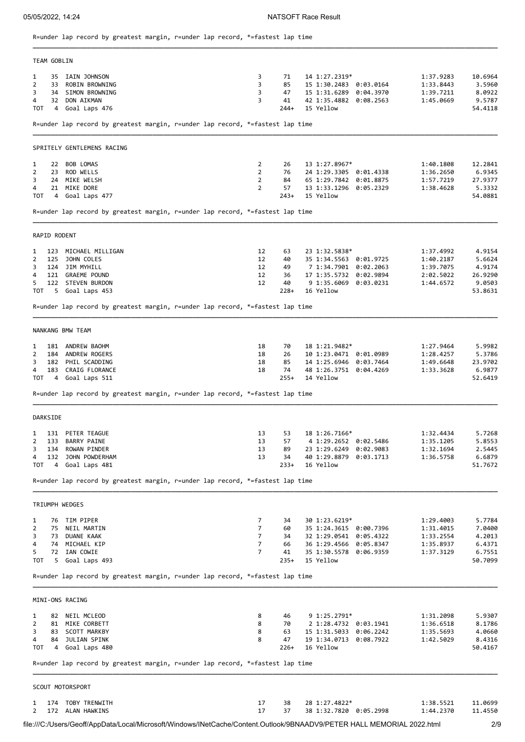R=under lap record by greatest margin, r=under lap record, *=fastest lap time

### TEAM GOBLIN

| | # | Name | | | | | | | |
|---|---|---|---|---|---|---|---|---|---|
| 1 | 35 | IAIN JOHNSON | 3 | 71 | 14 1:27.2319* | | 1:37.9283 | 10.6964 |
| 2 | 33 | ROBIN BROWNING | 3 | 85 | 15 1:30.2483 | 0:03.0164 | 1:33.8443 | 3.5960 |
| 3 | 34 | SIMON BROWNING | 3 | 47 | 15 1:31.6289 | 0:04.3970 | 1:39.7211 | 8.0922 |
| 4 | 32 | DON AIKMAN | 3 | 41 | 42 1:35.4882 | 0:08.2563 | 1:45.0669 | 9.5787 |
| TOT | 4 | Goal Laps 476 | | 244+ | 15 Yellow | | | 54.4118 |

R=under lap record by greatest margin, r=under lap record, *=fastest lap time

### SPRITELY GENTLEMENS RACING

| | # | Name | | | | | | |
|---|---|---|---|---|---|---|---|---|
| 1 | 22 | BOB LOMAS | 2 | 26 | 13 1:27.8967* | | 1:40.1808 | 12.2841 |
| 2 | 23 | ROD WELLS | 2 | 76 | 24 1:29.3305 | 0:01.4338 | 1:36.2650 | 6.9345 |
| 3 | 24 | MIKE WELSH | 2 | 84 | 65 1:29.7842 | 0:01.8875 | 1:57.7219 | 27.9377 |
| 4 | 21 | MIKE DORE | 2 | 57 | 13 1:33.1296 | 0:05.2329 | 1:38.4628 | 5.3332 |
| TOT | 4 | Goal Laps 477 | | 243+ | 15 Yellow | | | 54.0881 |

R=under lap record by greatest margin, r=under lap record, *=fastest lap time

### RAPID RODENT

| | # | Name | | | | | | |
|---|---|---|---|---|---|---|---|---|
| 1 | 123 | MICHAEL MILLIGAN | 12 | 63 | 23 1:32.5838* | | 1:37.4992 | 4.9154 |
| 2 | 125 | JOHN COLES | 12 | 40 | 35 1:34.5563 | 0:01.9725 | 1:40.2187 | 5.6624 |
| 3 | 124 | JIM MYHILL | 12 | 49 | 7 1:34.7901 | 0:02.2063 | 1:39.7075 | 4.9174 |
| 4 | 121 | GRAEME POUND | 12 | 36 | 17 1:35.5732 | 0:02.9894 | 2:02.5022 | 26.9290 |
| 5 | 122 | STEVEN BURDON | 12 | 40 | 9 1:35.6069 | 0:03.0231 | 1:44.6572 | 9.0503 |
| TOT | 5 | Goal Laps 453 | | 228+ | 16 Yellow | | | 53.8631 |

R=under lap record by greatest margin, r=under lap record, *=fastest lap time

### NANKANG BMW TEAM

| | # | Name | | | | | | |
|---|---|---|---|---|---|---|---|---|
| 1 | 181 | ANDREW BAOHM | 18 | 70 | 18 1:21.9482* | | 1:27.9464 | 5.9982 |
| 2 | 184 | ANDREW ROGERS | 18 | 26 | 10 1:23.0471 | 0:01.0989 | 1:28.4257 | 5.3786 |
| 3 | 182 | PHIL SCADDING | 18 | 85 | 14 1:25.6946 | 0:03.7464 | 1:49.6648 | 23.9702 |
| 4 | 183 | CRAIG FLORANCE | 18 | 74 | 48 1:26.3751 | 0:04.4269 | 1:33.3628 | 6.9877 |
| TOT | 4 | Goal Laps 511 | | 255+ | 14 Yellow | | | 52.6419 |

R=under lap record by greatest margin, r=under lap record, *=fastest lap time

### DARKSIDE

| | # | Name | | | | | | |
|---|---|---|---|---|---|---|---|---|
| 1 | 131 | PETER TEAGUE | 13 | 53 | 18 1:26.7166* | | 1:32.4434 | 5.7268 |
| 2 | 133 | BARRY PAINE | 13 | 57 | 4 1:29.2652 | 0:02.5486 | 1:35.1205 | 5.8553 |
| 3 | 134 | ROWAN PINDER | 13 | 89 | 23 1:29.6249 | 0:02.9083 | 1:32.1694 | 2.5445 |
| 4 | 132 | JOHN POWDERHAM | 13 | 34 | 40 1:29.8879 | 0:03.1713 | 1:36.5758 | 6.6879 |
| TOT | 4 | Goal Laps 481 | | 233+ | 16 Yellow | | | 51.7672 |

R=under lap record by greatest margin, r=under lap record, *=fastest lap time

### TRIUMPH WEDGES

| | # | Name | | | | | | |
|---|---|---|---|---|---|---|---|---|
| 1 | 76 | TIM PIPER | 7 | 34 | 30 1:23.6219* | | 1:29.4003 | 5.7784 |
| 2 | 75 | NEIL MARTIN | 7 | 60 | 35 1:24.3615 | 0:00.7396 | 1:31.4015 | 7.0400 |
| 3 | 73 | DUANE KAAK | 7 | 34 | 32 1:29.0541 | 0:05.4322 | 1:33.2554 | 4.2013 |
| 4 | 74 | MICHAEL KIP | 7 | 66 | 36 1:29.4566 | 0:05.8347 | 1:35.8937 | 6.4371 |
| 5 | 72 | IAN COWIE | 7 | 41 | 35 1:30.5578 | 0:06.9359 | 1:37.3129 | 6.7551 |
| TOT | 5 | Goal Laps 493 | | 235+ | 15 Yellow | | | 50.7099 |

R=under lap record by greatest margin, r=under lap record, *=fastest lap time

### MINI-ONS RACING

| | # | Name | | | | | | |
|---|---|---|---|---|---|---|---|---|
| 1 | 82 | NEIL MCLEOD | 8 | 46 | 9 1:25.2791* | | 1:31.2098 | 5.9307 |
| 2 | 81 | MIKE CORBETT | 8 | 70 | 2 1:28.4732 | 0:03.1941 | 1:36.6518 | 8.1786 |
| 3 | 83 | SCOTT MARKBY | 8 | 63 | 15 1:31.5033 | 0:06.2242 | 1:35.5693 | 4.0660 |
| 4 | 84 | JULIAN SPINK | 8 | 47 | 19 1:34.0713 | 0:08.7922 | 1:42.5029 | 8.4316 |
| TOT | 4 | Goal Laps 480 | | 226+ | 16 Yellow | | | 50.4167 |

R=under lap record by greatest margin, r=under lap record, *=fastest lap time

### SCOUT MOTORSPORT

| | # | Name | | | | | | |
|---|---|---|---|---|---|---|---|---|
| 1 | 174 | TOBY TRENWITH | 17 | 38 | 28 1:27.4822* | | 1:38.5521 | 11.0699 |
| 2 | 172 | ALAN HAWKINS | 17 | 37 | 38 1:32.7820 | 0:05.2998 | 1:44.2370 | 11.4550 |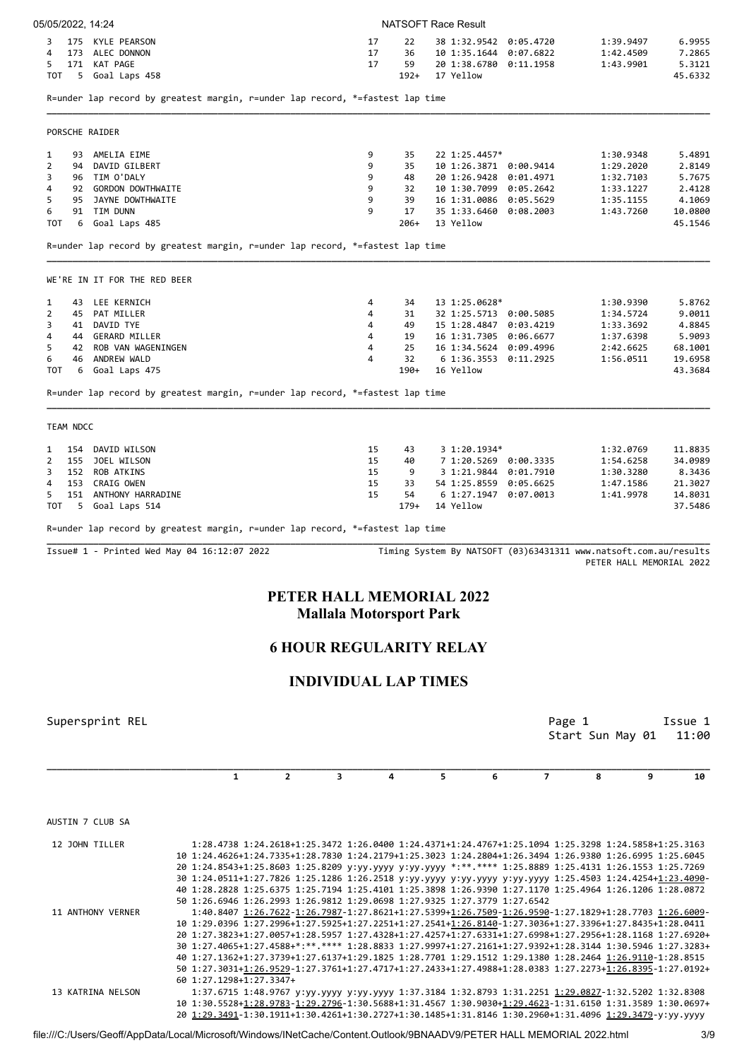| | | | | | | | | |
|---|---|---|---|---|---|---|---|---|
| 3 | 175 | KYLE PEARSON | 17 | 22 | 38 1:32.9542 | 0:05.4720 | 1:39.9497 | 6.9955 |
| 4 | 173 | ALEC DONNON | 17 | 36 | 10 1:35.1644 | 0:07.6822 | 1:42.4509 | 7.2865 |
| 5 | 171 | KAT PAGE | 17 | 59 | 20 1:38.6780 | 0:11.1958 | 1:43.9901 | 5.3121 |
| TOT | 5 | Goal Laps 458 | | 192+ | 17 Yellow | | | 45.6332 |

R=under lap record by greatest margin, r=under lap record, *=fastest lap time

### PORSCHE RAIDER

| | | | | | | | | |
|---|---|---|---|---|---|---|---|---|
| 1 | 93 | AMELIA EIME | 9 | 35 | 22 1:25.4457* | | 1:30.9348 | 5.4891 |
| 2 | 94 | DAVID GILBERT | 9 | 35 | 10 1:26.3871 | 0:00.9414 | 1:29.2020 | 2.8149 |
| 3 | 96 | TIM O'DALY | 9 | 48 | 20 1:26.9428 | 0:01.4971 | 1:32.7103 | 5.7675 |
| 4 | 92 | GORDON DOWTHWAITE | 9 | 32 | 10 1:30.7099 | 0:05.2642 | 1:33.1227 | 2.4128 |
| 5 | 95 | JAYNE DOWTHWAITE | 9 | 39 | 16 1:31.0086 | 0:05.5629 | 1:35.1155 | 4.1069 |
| 6 | 91 | TIM DUNN | 9 | 17 | 35 1:33.6460 | 0:08.2003 | 1:43.7260 | 10.0800 |
| TOT | 6 | Goal Laps 485 | | 206+ | 13 Yellow | | | 45.1546 |

R=under lap record by greatest margin, r=under lap record, *=fastest lap time

### WE'RE IN IT FOR THE RED BEER

| | | | | | | | | |
|---|---|---|---|---|---|---|---|---|
| 1 | 43 | LEE KERNICH | 4 | 34 | 13 1:25.0628* | | 1:30.9390 | 5.8762 |
| 2 | 45 | PAT MILLER | 4 | 31 | 32 1:25.5713 | 0:00.5085 | 1:34.5724 | 9.0011 |
| 3 | 41 | DAVID TYE | 4 | 49 | 15 1:28.4847 | 0:03.4219 | 1:33.3692 | 4.8845 |
| 4 | 44 | GERARD MILLER | 4 | 19 | 16 1:31.7305 | 0:06.6677 | 1:37.6398 | 5.9093 |
| 5 | 42 | ROB VAN WAGENINGEN | 4 | 25 | 16 1:34.5624 | 0:09.4996 | 2:42.6625 | 68.1001 |
| 6 | 46 | ANDREW WALD | 4 | 32 | 6 1:36.3553 | 0:11.2925 | 1:56.0511 | 19.6958 |
| TOT | 6 | Goal Laps 475 | | 190+ | 16 Yellow | | | 43.3684 |

R=under lap record by greatest margin, r=under lap record, *=fastest lap time

### TEAM NDCC

| | | | | | | | | |
|---|---|---|---|---|---|---|---|---|
| 1 | 154 | DAVID WILSON | 15 | 43 | 3 1:20.1934* | | 1:32.0769 | 11.8835 |
| 2 | 155 | JOEL WILSON | 15 | 40 | 7 1:20.5269 | 0:00.3335 | 1:54.6258 | 34.0989 |
| 3 | 152 | ROB ATKINS | 15 | 9 | 3 1:21.9844 | 0:01.7910 | 1:30.3280 | 8.3436 |
| 4 | 153 | CRAIG OWEN | 15 | 33 | 54 1:25.8559 | 0:05.6625 | 1:47.1586 | 21.3027 |
| 5 | 151 | ANTHONY HARRADINE | 15 | 54 | 6 1:27.1947 | 0:07.0013 | 1:41.9978 | 14.8031 |
| TOT | 5 | Goal Laps 514 | | 179+ | 14 Yellow | | | 37.5486 |

R=under lap record by greatest margin, r=under lap record, *=fastest lap time

Issue# 1 - Printed Wed May 04 16:12:07 2022 — Timing System By NATSOFT (03)63431311 www.natsoft.com.au/results — PETER HALL MEMORIAL 2022

# PETER HALL MEMORIAL 2022
## Mallala Motorsport Park

## 6 HOUR REGULARITY RELAY

## INDIVIDUAL LAP TIMES

Supersprint REL — Page 1 — Issue 1 — Start Sun May 01 11:00

```
                          1         2         3         4         5         6         7         8         9        10

AUSTIN 7 CLUB SA

 12 JOHN TILLER          1:28.4738 1:24.2618+1:25.3472 1:26.0400 1:24.4371+1:24.4767+1:25.1094 1:25.3298 1:24.5858+1:25.3163
                      10 1:24.4626+1:24.7335+1:28.7830 1:24.2179+1:25.3023 1:24.2804+1:26.3494 1:26.9380 1:26.6995 1:25.6045
                      20 1:24.8543+1:25.8603 1:25.8209 y:yy.yyyy y:yy.yyyy *:**.**** 1:25.8889 1:25.4131 1:26.1553 1:25.7269
                      30 1:24.0511+1:27.7826 1:25.1286 1:26.2518 y:yy.yyyy y:yy.yyyy y:yy.yyyy 1:25.4503 1:24.4254+1:23.4090-
                      40 1:28.2828 1:25.6375 1:25.7194 1:25.4101 1:25.3898 1:26.9390 1:27.1170 1:25.4964 1:26.1206 1:28.0872
                      50 1:26.6946 1:26.2993 1:26.9812 1:29.0698 1:27.9325 1:27.3779 1:27.6542
 11 ANTHONY VERNER       1:40.8407 1:26.7622-1:26.7987-1:27.8621+1:27.5399+1:26.7509-1:26.9590-1:27.1829+1:28.7703 1:26.6009-
                      10 1:29.0396 1:27.2996+1:27.5925+1:27.2251+1:27.2541+1:26.8140-1:27.3036+1:27.3396+1:27.8435+1:28.0411
                      20 1:27.3823+1:27.0057+1:28.5957 1:27.4328+1:27.4257+1:27.6331+1:27.6998+1:27.2956+1:28.1168 1:27.6920+
                      30 1:27.4065+1:27.4588+*:**.**** 1:28.8833 1:27.9997+1:27.2161+1:27.9392+1:28.3144 1:30.5946 1:27.3283+
                      40 1:27.1362+1:27.3739+1:27.6137+1:29.1825 1:28.7701 1:29.1512 1:29.1380 1:28.2464 1:26.9110-1:28.8515
                      50 1:27.3031+1:26.9529-1:27.3761+1:27.4717+1:27.2433+1:27.4988+1:28.0383 1:27.2273+1:26.8395-1:27.0192+
                      60 1:27.1298+1:27.3347+
 13 KATRINA NELSON       1:37.6715 1:48.9767 y:yy.yyyy y:yy.yyyy 1:37.3184 1:32.8793 1:31.2251 1:29.0827-1:32.5202 1:32.8308
                      10 1:30.5528+1:28.9783-1:29.2796-1:30.5688+1:31.4567 1:30.9030+1:29.4623-1:31.6150 1:31.3589 1:30.0697+
                      20 1:29.3491-1:30.1911+1:30.4261+1:30.2727+1:30.1485+1:31.8146 1:30.2960+1:31.4096 1:29.3479-y:yy.yyyy
```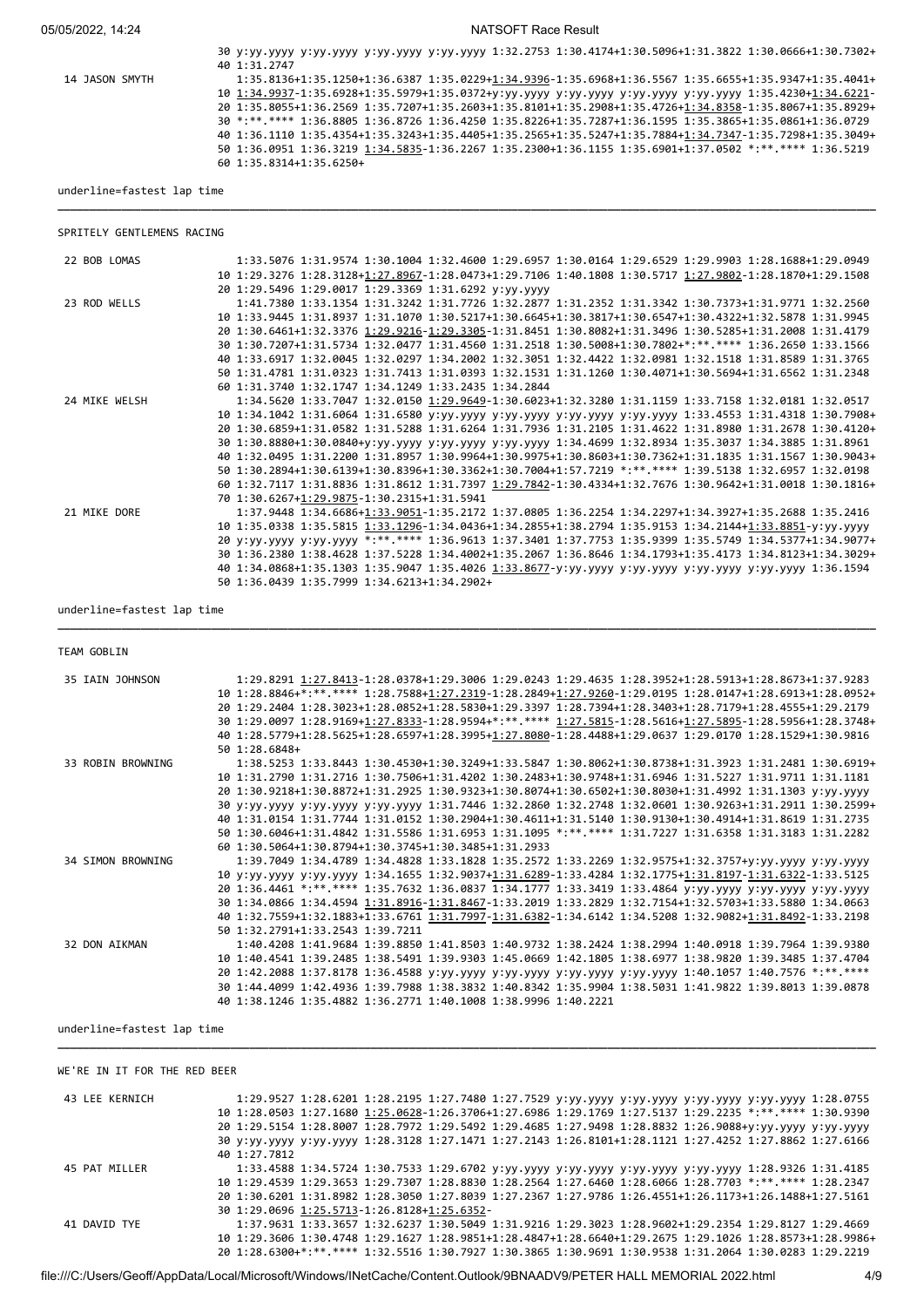```
                     30 y:yy.yyyy y:yy.yyyy y:yy.yyyy y:yy.yyyy 1:32.2753 1:30.4174+1:30.5096+1:31.3822 1:30.0666+1:30.7302+
                     40 1:31.2747
 14 JASON SMYTH         1:35.8136+1:35.1250+1:36.6387 1:35.0229+1:34.9396-1:35.6968+1:36.5567 1:35.6665+1:35.9347+1:35.4041+
                     10 1:34.9937-1:35.6928+1:35.5979+1:35.0372+y:yy.yyyy y:yy.yyyy y:yy.yyyy y:yy.yyyy 1:35.4230+1:34.6221-
                     20 1:35.8055+1:36.2569 1:35.7207+1:35.2603+1:35.8101+1:35.2908+1:35.4726+1:34.8358-1:35.8067+1:35.8929+
                     30 *:**.**** 1:36.8805 1:36.8726 1:36.4250 1:35.8226+1:35.7287+1:36.1595 1:35.3865+1:35.0861+1:36.0729
                     40 1:36.1110 1:35.4354+1:35.3243+1:35.4405+1:35.2565+1:35.5247+1:35.7884+1:34.7347-1:35.7298+1:35.3049+
                     50 1:36.0951 1:36.3219 1:34.5835-1:36.2267 1:35.2300+1:36.1155 1:35.6901+1:37.0502 *:**.**** 1:36.5219
                     60 1:35.8314+1:35.6250+
```

underline=fastest lap time

SPRITELY GENTLEMENS RACING

```
 22 BOB LOMAS           1:33.5076 1:31.9574 1:30.1004 1:32.4600 1:29.6957 1:30.0164 1:29.6529 1:29.9903 1:28.1688+1:29.0949
                     10 1:29.3276 1:28.3128+1:27.8967-1:28.0473+1:29.7106 1:40.1808 1:30.5717 1:27.9802-1:28.1870+1:29.1508
                     20 1:29.5496 1:29.0017 1:29.3369 1:31.6292 y:yy.yyyy
 23 ROD WELLS           1:41.7380 1:33.1354 1:31.3242 1:31.7726 1:32.2877 1:31.2352 1:31.3342 1:30.7373+1:31.9771 1:32.2560
                     10 1:33.9445 1:31.8937 1:31.1070 1:30.5217+1:30.6645+1:30.3817+1:30.6547+1:30.4322+1:32.5878 1:31.9945
                     20 1:30.6461+1:32.3376 1:29.9216-1:29.3305-1:31.8451 1:30.8082+1:31.3496 1:30.5285+1:31.2008 1:31.4179
                     30 1:30.7207+1:31.5734 1:32.0477 1:31.4560 1:31.2518 1:30.5008+1:30.7802+*:**.**** 1:36.2650 1:33.1566
                     40 1:33.6917 1:32.0045 1:32.0297 1:34.2002 1:32.3051 1:32.4422 1:32.0981 1:32.1518 1:31.8589 1:31.3765
                     50 1:31.4781 1:31.0323 1:31.7413 1:31.0393 1:32.1531 1:31.1260 1:30.4071+1:30.5694+1:31.6562 1:31.2348
                     60 1:31.3740 1:32.1747 1:34.1249 1:33.2435 1:34.2844
 24 MIKE WELSH          1:34.5620 1:33.7047 1:32.0150 1:29.9649-1:30.6023+1:32.3280 1:31.1159 1:33.7158 1:32.0181 1:32.0517
                     10 1:34.1042 1:31.6064 1:31.6580 y:yy.yyyy y:yy.yyyy y:yy.yyyy y:yy.yyyy 1:33.4553 1:31.4318 1:30.7908+
                     20 1:30.6859+1:31.0582 1:31.5288 1:31.6264 1:31.7936 1:31.2105 1:31.4622 1:31.8980 1:31.2678 1:30.4120+
                     30 1:30.8880+1:30.0840+y:yy.yyyy y:yy.yyyy y:yy.yyyy 1:34.4699 1:32.8934 1:35.3037 1:34.3885 1:31.8961
                     40 1:32.0495 1:31.2200 1:31.8957 1:30.9964+1:30.9975+1:30.8603+1:30.7362+1:31.1835 1:31.1567 1:30.9043+
                     50 1:30.2894+1:30.6139+1:30.8396+1:30.3362+1:30.7004+1:57.7219 *:**.**** 1:39.5138 1:32.6957 1:32.0198
                     60 1:32.7117 1:31.8836 1:31.8612 1:31.7397 1:29.7842-1:30.4334+1:32.7676 1:30.9642+1:31.0018 1:30.1816+
                     70 1:30.6267+1:29.9875-1:30.2315+1:31.5941
 21 MIKE DORE           1:37.9448 1:34.6686+1:33.9051-1:35.2172 1:37.0805 1:36.2254 1:34.2297+1:34.3927+1:35.2688 1:35.2416
                     10 1:35.0338 1:35.5815 1:33.1296-1:34.0436+1:34.2855+1:38.2794 1:35.9153 1:34.2144+1:33.8851-y:yy.yyyy
                     20 y:yy.yyyy y:yy.yyyy *:**.**** 1:36.9613 1:37.3401 1:37.7753 1:35.9399 1:35.5749 1:34.5377+1:34.9077+
                     30 1:36.2380 1:38.4628 1:37.5228 1:34.4002+1:35.2067 1:36.8646 1:34.1793+1:35.4173 1:34.8123+1:34.3029+
                     40 1:34.0868+1:35.1303 1:35.9047 1:35.4026 1:33.8677-y:yy.yyyy y:yy.yyyy y:yy.yyyy y:yy.yyyy 1:36.1594
                     50 1:36.0439 1:35.7999 1:34.6213+1:34.2902+
```

underline=fastest lap time

TEAM GOBLIN

```
 35 IAIN JOHNSON        1:29.8291 1:27.8413-1:28.0378+1:29.3006 1:29.0243 1:29.4635 1:28.3952+1:28.5913+1:28.8673+1:37.9283
                     10 1:28.8846+*:**.**** 1:28.7588+1:27.2319-1:28.2849+1:27.9260-1:29.0195 1:28.0147+1:28.6913+1:28.0952+
                     20 1:29.2404 1:28.3023+1:28.0852+1:28.5830+1:29.3397 1:28.7394+1:28.3403+1:28.7179+1:28.4555+1:29.2179
                     30 1:29.0097 1:28.9169+1:27.8333-1:28.9594+*:**.**** 1:27.5815-1:28.5616+1:27.5895-1:28.5956+1:28.3748+
                     40 1:28.5779+1:28.5625+1:28.6597+1:28.3995+1:27.8080-1:28.4488+1:29.0637 1:29.0170 1:28.1529+1:30.9816
                     50 1:28.6848+
 33 ROBIN BROWNING      1:38.5253 1:33.8443 1:30.4530+1:30.3249+1:33.5847 1:30.8062+1:30.8738+1:31.3923 1:31.2481 1:30.6919+
                     10 1:31.2790 1:31.2716 1:30.7506+1:31.4202 1:30.2483+1:30.9748+1:31.6946 1:31.5227 1:31.9711 1:31.1181
                     20 1:30.9218+1:30.8872+1:31.2925 1:30.9323+1:30.8074+1:30.6502+1:30.8030+1:31.4992 1:31.1303 y:yy.yyyy
                     30 y:yy.yyyy y:yy.yyyy y:yy.yyyy 1:31.7446 1:32.2860 1:32.2748 1:32.0601 1:30.9263+1:31.2911 1:30.2599+
                     40 1:31.0154 1:31.7744 1:31.0152 1:30.2904+1:30.4611+1:31.5140 1:30.9130+1:30.4914+1:31.8619 1:31.2735
                     50 1:30.6046+1:31.4842 1:31.5586 1:31.6953 1:31.1095 *:**.**** 1:31.7227 1:31.6358 1:31.3183 1:31.2282
                     60 1:30.5064+1:30.8794+1:30.3745+1:30.3485+1:31.2933
 34 SIMON BROWNING      1:39.7049 1:34.4789 1:34.4828 1:33.1828 1:35.2572 1:33.2269 1:32.9575+1:32.3757+y:yy.yyyy y:yy.yyyy
                     10 y:yy.yyyy y:yy.yyyy 1:34.1655 1:32.9037+1:31.6289-1:33.4284 1:32.1775+1:31.8197-1:31.6322-1:33.5125
                     20 1:36.4461 *:**.**** 1:35.7632 1:36.0837 1:34.1777 1:33.3419 1:33.4864 y:yy.yyyy y:yy.yyyy y:yy.yyyy
                     30 1:34.0866 1:34.4594 1:31.8916-1:31.8467-1:33.2019 1:33.2829 1:32.7154+1:32.5703+1:33.5880 1:34.0663
                     40 1:32.7559+1:32.1883+1:33.6761 1:31.7997-1:31.6382-1:34.6142 1:34.5208 1:32.9082+1:31.8492-1:33.2198
                     50 1:32.2791+1:33.2543 1:39.7211
 32 DON AIKMAN          1:40.4208 1:41.9684 1:39.8850 1:41.8503 1:40.9732 1:38.2424 1:38.2994 1:40.0918 1:39.7964 1:39.9380
                     10 1:40.4541 1:39.2485 1:38.5491 1:39.9303 1:45.0669 1:42.1805 1:38.6977 1:38.9820 1:39.3485 1:37.4704
                     20 1:42.2088 1:37.8178 1:36.4588 y:yy.yyyy y:yy.yyyy y:yy.yyyy y:yy.yyyy 1:40.1057 1:40.7576 *:**.****
                     30 1:44.4099 1:42.4936 1:39.7988 1:38.3832 1:40.8342 1:35.9904 1:38.5031 1:41.9822 1:39.8013 1:39.0878
                     40 1:38.1246 1:35.4882 1:36.2771 1:40.1008 1:38.9996 1:40.2221
```

underline=fastest lap time

WE'RE IN IT FOR THE RED BEER

```
 43 LEE KERNICH         1:29.9527 1:28.6201 1:28.2195 1:27.7480 1:27.7529 y:yy.yyyy y:yy.yyyy y:yy.yyyy y:yy.yyyy 1:28.0755
                     10 1:28.0503 1:27.1680 1:25.0628-1:26.3706+1:27.6986 1:29.1769 1:27.5137 1:29.2235 *:**.**** 1:30.9390
                     20 1:29.5154 1:28.8007 1:28.7972 1:29.5492 1:29.4685 1:27.9498 1:28.8832 1:26.9088+y:yy.yyyy y:yy.yyyy
                     30 y:yy.yyyy y:yy.yyyy 1:28.3128 1:27.1471 1:27.2143 1:26.8101+1:28.1121 1:27.4252 1:27.8862 1:27.6166
                     40 1:27.7812
 45 PAT MILLER          1:33.4588 1:34.5724 1:30.7533 1:29.6702 y:yy.yyyy y:yy.yyyy y:yy.yyyy y:yy.yyyy 1:28.9326 1:31.4185
                     10 1:29.4539 1:29.3653 1:29.7307 1:28.8830 1:28.2564 1:27.6460 1:28.6066 1:28.7703 *:**.**** 1:28.2347
                     20 1:30.6201 1:31.8982 1:28.3050 1:27.8039 1:27.2367 1:27.9786 1:26.4551+1:26.1173+1:26.1488+1:27.5161
                     30 1:29.0696 1:25.5713-1:26.8128+1:25.6352-
 41 DAVID TYE           1:37.9631 1:33.3657 1:32.6237 1:30.5049 1:31.9216 1:29.3023 1:28.9602+1:29.2354 1:29.8127 1:29.4669
                     10 1:29.3606 1:30.4748 1:29.1627 1:28.9851+1:28.4847+1:28.6640+1:29.2675 1:29.1026 1:28.8573+1:28.9986+
                     20 1:28.6300+*:**.**** 1:32.5516 1:30.7927 1:30.3865 1:30.9691 1:30.9538 1:31.2064 1:30.0283 1:29.2219
```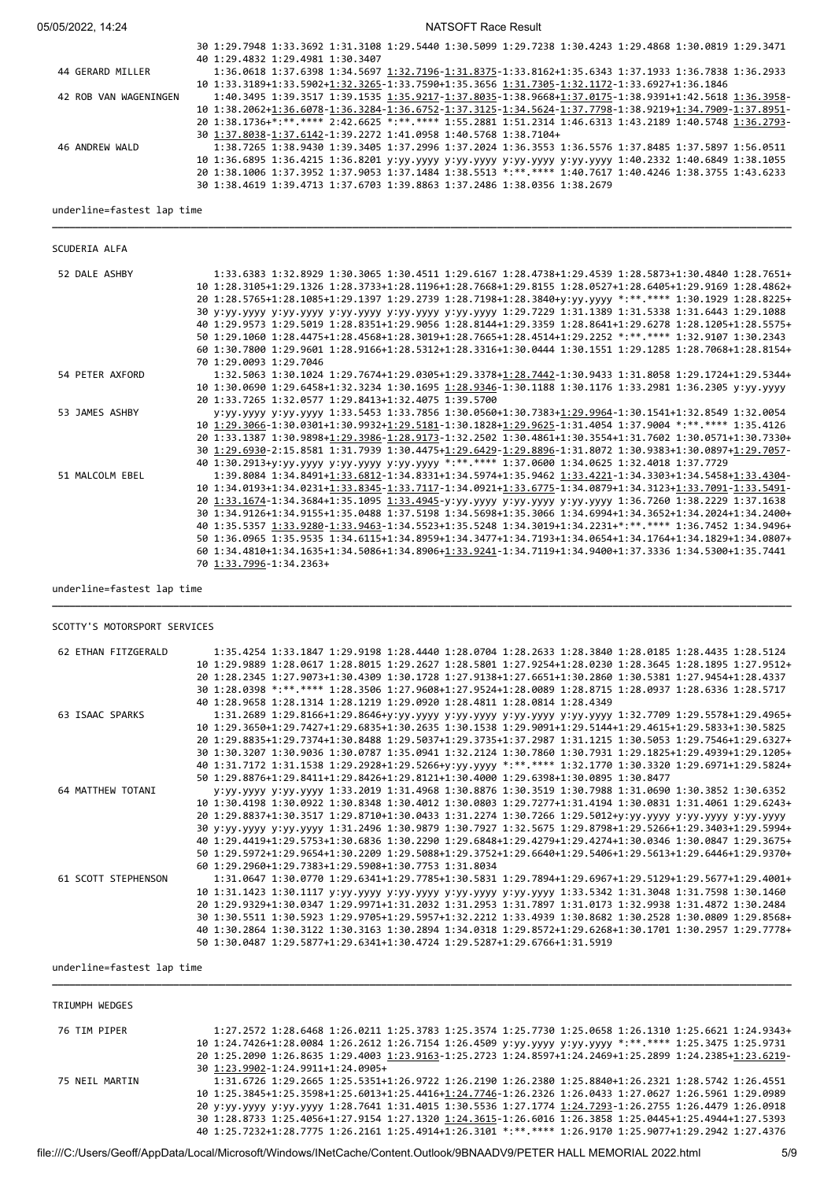```
                       30 1:29.7948 1:33.3692 1:31.3108 1:29.5440 1:30.5099 1:29.7238 1:30.4243 1:29.4868 1:30.0819 1:29.3471
                       40 1:29.4832 1:29.4981 1:30.3407
 44 GERARD MILLER         1:36.0618 1:37.6398 1:34.5697 1:32.7196-1:31.8375-1:33.8162+1:35.6343 1:37.1933 1:36.7838 1:36.2933
                       10 1:33.3189+1:33.5902+1:32.3265-1:33.7590+1:35.3656 1:31.7305-1:32.1172-1:33.6927+1:36.1846
 42 ROB VAN WAGENINGEN    1:40.3495 1:39.3517 1:39.1535 1:35.9217-1:37.8035-1:38.9668+1:37.0175-1:38.9391+1:42.5618 1:36.3958-
                       10 1:38.2062+1:36.6078-1:36.3284-1:36.6752-1:37.3125-1:34.5624-1:37.7798-1:38.9219+1:34.7909-1:37.8951-
                       20 1:38.1736+*:**.**** 2:42.6625 *:**.**** 1:55.2881 1:51.2314 1:46.6313 1:43.2189 1:40.5748 1:36.2793-
                       30 1:37.8038-1:37.6142-1:39.2272 1:41.0958 1:40.5768 1:38.7104+
 46 ANDREW WALD           1:38.7265 1:38.9430 1:39.3405 1:37.2996 1:37.2024 1:36.3553 1:36.5576 1:37.8485 1:37.5897 1:56.0511
                       10 1:36.6895 1:36.4215 1:36.8201 y:yy.yyyy y:yy.yyyy y:yy.yyyy y:yy.yyyy 1:40.2332 1:40.6849 1:38.1055
                       20 1:38.1006 1:37.3952 1:37.9053 1:37.1484 1:38.5513 *:**.**** 1:40.7617 1:40.4246 1:38.3755 1:43.6233
                       30 1:38.4619 1:39.4713 1:37.6703 1:39.8863 1:37.2486 1:38.0356 1:38.2679
```

underline=fastest lap time

SCUDERIA ALFA

```
 52 DALE ASHBY            1:33.6383 1:32.8929 1:30.3065 1:30.4511 1:29.6167 1:28.4738+1:29.4539 1:28.5873+1:30.4840 1:28.7651+
                       10 1:28.3105+1:29.1326 1:28.3733+1:28.1196+1:28.7668+1:29.8155 1:28.0527+1:28.6405+1:29.9169 1:28.4862+
                       20 1:28.5765+1:28.1085+1:29.1397 1:29.2739 1:28.7198+1:28.3840+y:yy.yyyy *:**.**** 1:30.1929 1:28.8225+
                       30 y:yy.yyyy y:yy.yyyy y:yy.yyyy y:yy.yyyy y:yy.yyyy 1:29.7229 1:31.1389 1:31.5338 1:31.6443 1:29.1088
                       40 1:29.9573 1:29.5019 1:28.8351+1:29.9056 1:28.8144+1:29.3359 1:28.8641+1:29.6278 1:28.1205+1:28.5575+
                       50 1:29.1060 1:28.4475+1:28.4568+1:28.3019+1:28.7665+1:28.4514+1:29.2252 *:**.**** 1:32.9107 1:30.2343
                       60 1:30.7800 1:29.9601 1:28.9166+1:28.5312+1:28.3316+1:30.0444 1:30.1551 1:29.1285 1:28.7068+1:28.8154+
                       70 1:29.0093 1:29.7046
 54 PETER AXFORD          1:32.5063 1:30.1024 1:29.7674+1:29.0305+1:29.3378+1:28.7442-1:30.9433 1:31.8058 1:29.1724+1:29.5344+
                       10 1:30.0690 1:29.6458+1:32.3234 1:30.1695 1:28.9346-1:30.1188 1:30.1176 1:33.2981 1:36.2305 y:yy.yyyy
                       20 1:33.7265 1:32.0577 1:29.8413+1:32.4075 1:39.5700
 53 JAMES ASHBY           y:yy.yyyy y:yy.yyyy 1:33.5453 1:33.7856 1:30.0560+1:30.7383+1:29.9964-1:30.1541+1:32.8549 1:32.0054
                       10 1:29.3066-1:30.0301+1:30.9932+1:29.5181-1:30.1828+1:29.9625-1:31.4054 1:37.9004 *:**.**** 1:35.4126
                       20 1:33.1387 1:30.9898+1:29.3986-1:28.9173-1:32.2502 1:30.4861+1:30.3554+1:31.7602 1:30.0571+1:30.7330+
                       30 1:29.6930-2:15.8581 1:31.7939 1:30.4475+1:29.6429-1:29.8896-1:31.8072 1:30.9383+1:30.0897+1:29.7057-
                       40 1:30.2913+y:yy.yyyy y:yy.yyyy y:yy.yyyy *:**.**** 1:37.0600 1:34.0625 1:32.4018 1:37.7729
 51 MALCOLM EBEL          1:39.8084 1:34.8491+1:33.6812-1:34.8331+1:34.5974+1:35.9462 1:33.4221-1:34.3303+1:34.5458+1:33.4304-
                       10 1:34.0193+1:34.0231+1:33.8345-1:33.7117-1:34.0921+1:33.6775-1:34.0879+1:34.3123+1:33.7091-1:33.5491-
                       20 1:33.1674-1:34.3684+1:35.1095 1:33.4945-y:yy.yyyy y:yy.yyyy y:yy.yyyy 1:36.7260 1:38.2229 1:37.1638
                       30 1:34.9126+1:34.9155+1:35.0488 1:37.5198 1:34.5698+1:35.3066 1:34.6994+1:34.3652+1:34.2024+1:34.2400+
                       40 1:35.5357 1:33.9280-1:33.9463-1:34.5523+1:35.5248 1:34.3019+1:34.2231+*:**.**** 1:36.7452 1:34.9496+
                       50 1:36.0965 1:35.9535 1:34.6115+1:34.8959+1:34.3477+1:34.7193+1:34.0654+1:34.1764+1:34.1829+1:34.0807+
                       60 1:34.4810+1:34.1635+1:34.5086+1:34.8906+1:33.9241-1:34.7119+1:34.9400+1:37.3336 1:34.5300+1:35.7441
                       70 1:33.7996-1:34.2363+
```

underline=fastest lap time

SCOTTY'S MOTORSPORT SERVICES

```
 62 ETHAN FITZGERALD      1:35.4254 1:33.1847 1:29.9198 1:28.4440 1:28.0704 1:28.2633 1:28.3840 1:28.0185 1:28.4435 1:28.5124
                       10 1:29.9889 1:28.0617 1:28.8015 1:29.2627 1:28.5801 1:27.9254+1:28.0230 1:28.3645 1:28.1895 1:27.9512+
                       20 1:28.2345 1:27.9073+1:30.4309 1:30.1728 1:27.9138+1:27.6651+1:30.2860 1:30.5381 1:27.9454+1:28.4337
                       30 1:28.0398 *:**.**** 1:28.3506 1:27.9608+1:27.9524+1:28.0089 1:28.8715 1:28.0937 1:28.6336 1:28.5717
                       40 1:28.9658 1:28.1314 1:28.1219 1:29.0920 1:28.4811 1:28.0814 1:28.4349
 63 ISAAC SPARKS          1:31.2689 1:29.8166+1:29.8646+y:yy.yyyy y:yy.yyyy y:yy.yyyy y:yy.yyyy 1:32.7709 1:29.5578+1:29.4965+
                       10 1:29.3650+1:29.7427+1:29.6835+1:30.2635 1:30.1538 1:29.9091+1:29.5144+1:29.4615+1:29.5833+1:30.5825
                       20 1:29.8835+1:29.7374+1:30.8488 1:29.5037+1:29.3735+1:37.2987 1:31.1215 1:30.5053 1:29.7546+1:29.6327+
                       30 1:30.3207 1:30.9036 1:30.0787 1:35.0941 1:32.2124 1:30.7860 1:30.7931 1:29.1825+1:29.4939+1:29.1205+
                       40 1:31.7172 1:31.1538 1:29.2928+1:29.5266+y:yy.yyyy *:**.**** 1:32.1770 1:30.3320 1:29.6971+1:29.5824+
                       50 1:29.8876+1:29.8411+1:29.8426+1:29.8121+1:30.4000 1:29.6398+1:30.0895 1:30.8477
 64 MATTHEW TOTANI        y:yy.yyyy y:yy.yyyy 1:33.2019 1:31.4968 1:30.8876 1:30.3519 1:30.7988 1:31.0690 1:30.3852 1:30.6352
                       10 1:30.4198 1:30.0922 1:30.8348 1:30.4012 1:30.0803 1:29.7277+1:31.4194 1:30.0831 1:31.4061 1:29.6243+
                       20 1:29.8837+1:30.3517 1:29.8710+1:30.0433 1:31.2274 1:30.7266 1:29.5012+y:yy.yyyy y:yy.yyyy y:yy.yyyy
                       30 y:yy.yyyy y:yy.yyyy 1:31.2496 1:30.9879 1:30.7927 1:32.5675 1:29.8798+1:29.5266+1:29.3403+1:29.5994+
                       40 1:29.4419+1:29.5753+1:30.6836 1:30.2290 1:29.6848+1:29.4279+1:29.4274+1:30.0346 1:30.0847 1:29.3675+
                       50 1:29.5972+1:29.9654+1:30.2209 1:29.5088+1:29.3752+1:29.6640+1:29.5406+1:29.5613+1:29.6446+1:29.9370+
                       60 1:29.2960+1:29.7383+1:29.5908+1:30.7753 1:31.8034
 61 SCOTT STEPHENSON      1:31.0647 1:30.0770 1:29.6341+1:29.7785+1:30.5831 1:29.7894+1:29.6967+1:29.5129+1:29.5677+1:29.4001+
                       10 1:31.1423 1:30.1117 y:yy.yyyy y:yy.yyyy y:yy.yyyy y:yy.yyyy 1:33.5342 1:31.3048 1:31.7598 1:30.1460
                       20 1:29.9329+1:30.0347 1:29.9971+1:31.2032 1:31.2953 1:31.7897 1:31.0173 1:32.9938 1:31.4872 1:30.2484
                       30 1:30.5511 1:30.5923 1:29.9705+1:29.5957+1:32.2212 1:33.4939 1:30.8682 1:30.2528 1:30.0809 1:29.8568+
                       40 1:30.2864 1:30.3122 1:30.3163 1:30.2894 1:34.0318 1:29.8572+1:29.6268+1:30.1701 1:30.2957 1:29.7778+
                       50 1:30.0487 1:29.5877+1:29.6341+1:30.4724 1:29.5287+1:29.6766+1:31.5919
```

underline=fastest lap time

TRIUMPH WEDGES

```
 76 TIM PIPER             1:27.2572 1:28.6468 1:26.0211 1:25.3783 1:25.3574 1:25.7730 1:25.0658 1:26.1310 1:25.6621 1:24.9343+
                       10 1:24.7426+1:28.0084 1:26.2612 1:26.7154 1:26.4509 y:yy.yyyy y:yy.yyyy *:**.**** 1:25.3475 1:25.9731
                       20 1:25.2090 1:26.8635 1:29.4003 1:23.9163-1:25.2723 1:24.8597+1:24.2469+1:25.2899 1:24.2385+1:23.6219-
                       30 1:23.9902-1:24.9911+1:24.0905+
 75 NEIL MARTIN           1:31.6726 1:29.2665 1:25.5351+1:26.9722 1:26.2190 1:26.2380 1:25.8840+1:26.2321 1:28.5742 1:26.4551
                       10 1:25.3845+1:25.3598+1:25.6013+1:25.4416+1:24.7746-1:26.2326 1:26.0433 1:27.0627 1:26.5961 1:29.0989
                       20 y:yy.yyyy y:yy.yyyy 1:28.7641 1:31.4015 1:30.5536 1:27.1774 1:24.7293-1:26.2755 1:26.4479 1:26.0918
                       30 1:28.8733 1:25.4056+1:27.9154 1:27.1320 1:24.3615-1:26.6016 1:26.3858 1:25.0445+1:25.4944+1:27.5393
                       40 1:25.7232+1:28.7775 1:26.2161 1:25.4914+1:26.3101 *:**.**** 1:26.9170 1:25.9077+1:29.2942 1:27.4376
```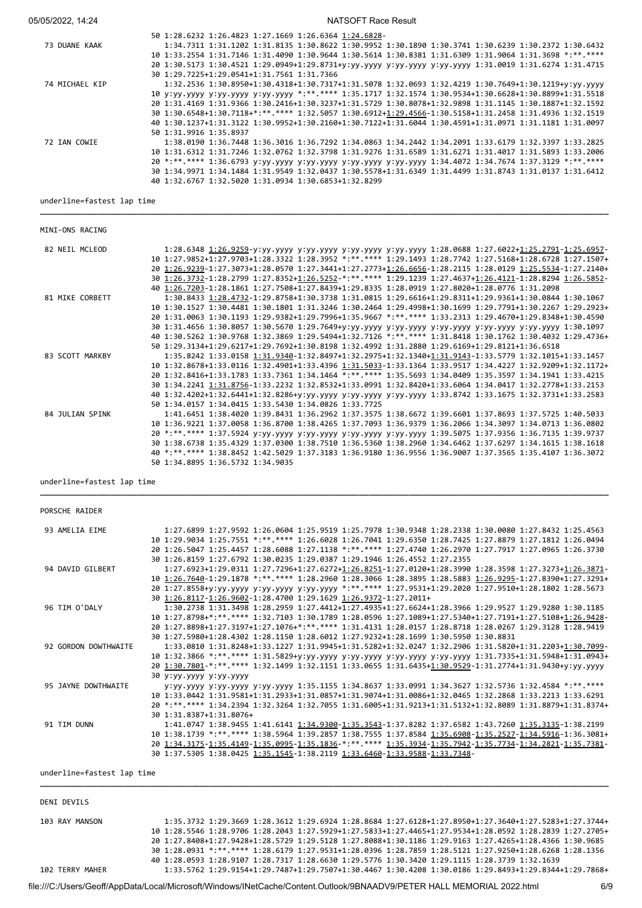```
                      50 1:28.6232 1:26.4823 1:27.1669 1:26.6364 1:24.6828-
 73 DUANE KAAK           1:34.7311 1:31.1202 1:31.8135 1:30.8622 1:30.9952 1:30.1890 1:30.3741 1:30.6239 1:30.2372 1:30.6432
                      10 1:33.2554 1:31.7146 1:31.4090 1:30.9644 1:30.5614 1:30.8381 1:31.6309 1:31.9064 1:31.3698 *:**.****
                      20 1:30.5173 1:30.4521 1:29.0949+1:29.8731+y:yy.yyyy y:yy.yyyy y:yy.yyyy 1:31.0019 1:31.6274 1:31.4715
                      30 1:29.7225+1:29.0541+1:31.7561 1:31.7366
 74 MICHAEL KIP          1:32.2536 1:30.8950+1:30.4318+1:30.7317+1:31.5078 1:32.0693 1:32.4219 1:30.7649+1:30.1219+y:yy.yyyy
                      10 y:yy.yyyy y:yy.yyyy y:yy.yyyy *:**.**** 1:35.1717 1:32.1574 1:30.9534+1:30.6628+1:30.8899+1:31.5518
                      20 1:31.4169 1:31.9366 1:30.2416+1:30.3237+1:31.5729 1:30.8078+1:32.9898 1:31.1145 1:30.1887+1:32.1592
                      30 1:30.6548+1:30.7118+*:**.**** 1:32.5057 1:30.6912+1:29.4566-1:30.5158+1:31.2458 1:31.4936 1:32.1519
                      40 1:30.1237+1:31.3122 1:30.9952+1:30.2160+1:30.7122+1:31.6044 1:30.4591+1:31.0971 1:31.1181 1:31.0097
                      50 1:31.9916 1:35.8937
 72 IAN COWIE            1:38.0190 1:36.7448 1:36.3016 1:36.7292 1:34.0863 1:34.2442 1:34.2091 1:33.6179 1:32.3397 1:33.2825
                      10 1:31.6312 1:31.7246 1:32.0762 1:32.3798 1:31.9276 1:31.6589 1:31.6271 1:31.4017 1:31.5893 1:33.2006
                      20 *:**.**** 1:36.6793 y:yy.yyyy y:yy.yyyy y:yy.yyyy y:yy.yyyy 1:34.4072 1:34.7674 1:37.3129 *:**.****
                      30 1:34.9971 1:34.1484 1:31.9549 1:32.0437 1:30.5578+1:31.6349 1:31.4499 1:31.8743 1:31.0137 1:31.6412
                      40 1:32.6767 1:32.5020 1:31.0934 1:30.6853+1:32.8299
```

underline=fastest lap time

---

MINI-ONS RACING

```
 82 NEIL MCLEOD          1:28.6348 1:26.9259-y:yy.yyyy y:yy.yyyy y:yy.yyyy y:yy.yyyy 1:28.0688 1:27.6022+1:25.2791-1:25.6957-
                      10 1:27.9852+1:27.9703+1:28.3322 1:28.3952 *:**.**** 1:29.1493 1:28.7742 1:27.5168+1:28.6728 1:27.1507+
                      20 1:26.9239-1:27.3073+1:28.0570 1:27.3441+1:27.2773+1:26.6656-1:28.2115 1:28.0129 1:25.5534-1:27.2140+
                      30 1:26.3732-1:28.2799 1:27.8352+1:26.5252-*:**.**** 1:29.1239 1:27.4637+1:26.4121-1:28.8294 1:26.5852-
                      40 1:26.7203-1:28.1861 1:27.7508+1:27.8439+1:29.8335 1:28.0919 1:27.8020+1:28.0776 1:31.2098
 81 MIKE CORBETT         1:30.8433 1:28.4732-1:29.8758+1:30.3738 1:31.0815 1:29.6616+1:29.8311+1:29.9361+1:30.0844 1:30.1067
                      10 1:30.1527 1:30.4481 1:30.1801 1:31.3246 1:30.2464 1:29.4998+1:30.1699 1:29.7791+1:30.2267 1:29.2923+
                      20 1:31.0063 1:30.1193 1:29.9382+1:29.7996+1:35.9667 *:**.**** 1:33.2313 1:29.4670+1:29.8348+1:30.4590
                      30 1:31.4656 1:30.8057 1:30.5670 1:29.7649+y:yy.yyyy y:yy.yyyy y:yy.yyyy y:yy.yyyy y:yy.yyyy 1:30.1097
                      40 1:30.5262 1:30.9768 1:32.3869 1:29.5494+1:32.7126 *:**.**** 1:31.8418 1:30.1762 1:30.4032 1:29.4736+
                      50 1:29.3134+1:29.6217+1:29.7692+1:30.8198 1:32.4992 1:31.2880 1:29.6169+1:29.8121+1:36.6518
 83 SCOTT MARKBY         1:35.8242 1:33.0158 1:31.9340-1:32.8497+1:32.2975+1:32.1340+1:31.9143-1:33.5779 1:32.1015+1:33.1457
                      10 1:32.8678+1:33.0116 1:32.4901+1:33.4396 1:31.5033-1:33.1364 1:33.9517 1:34.4227 1:32.9209+1:32.1172+
                      20 1:32.8416+1:33.1783 1:33.7361 1:34.1464 *:**.**** 1:35.5693 1:34.0409 1:35.3597 1:34.1941 1:33.4215
                      30 1:34.2241 1:31.8756-1:33.2232 1:32.8532+1:33.0991 1:32.8420+1:33.6064 1:34.0417 1:32.2778+1:33.2153
                      40 1:32.4202+1:32.6441+1:32.8286+y:yy.yyyy y:yy.yyyy y:yy.yyyy 1:33.8742 1:33.1675 1:32.3731+1:33.2583
                      50 1:34.0157 1:34.0415 1:33.5430 1:34.0826 1:33.7725
 84 JULIAN SPINK         1:41.6451 1:38.4020 1:39.8431 1:36.2962 1:37.3575 1:38.6672 1:39.6601 1:37.8693 1:37.5725 1:40.5033
                      10 1:36.9221 1:37.0058 1:36.8700 1:38.4265 1:37.7093 1:36.9379 1:36.2066 1:34.3097 1:34.0713 1:36.0802
                      20 *:**.**** 1:37.5924 y:yy.yyyy y:yy.yyyy y:yy.yyyy y:yy.yyyy 1:39.5075 1:37.9356 1:36.7135 1:39.9737
                      30 1:36.6738 1:35.4329 1:37.0300 1:38.7510 1:36.5360 1:38.2960 1:34.6462 1:37.6297 1:34.1615 1:38.1618
                      40 *:**.**** 1:38.8452 1:42.5029 1:37.3183 1:36.9180 1:36.9556 1:36.9007 1:37.3565 1:35.4107 1:36.3072
                      50 1:34.8895 1:36.5732 1:34.9035
```

underline=fastest lap time

---

PORSCHE RAIDER

```
 93 AMELIA EIME          1:27.6899 1:27.9592 1:26.0604 1:25.9519 1:25.7978 1:30.9348 1:28.2338 1:30.0080 1:27.8432 1:25.4563
                      10 1:29.9034 1:25.7551 *:**.**** 1:26.6028 1:26.7041 1:29.6350 1:28.7425 1:27.8879 1:27.1812 1:26.0494
                      20 1:26.5047 1:25.4457 1:28.6088 1:27.1138 *:**.**** 1:27.4740 1:26.2970 1:27.7917 1:27.0965 1:26.3730
                      30 1:26.8159 1:27.6792 1:30.0235 1:29.0387 1:29.1946 1:26.4552 1:27.2355
 94 DAVID GILBERT        1:27.6923+1:29.0311 1:27.7296+1:27.6272+1:26.8251-1:27.0120+1:28.3990 1:28.3598 1:27.3273+1:26.3871-
                      10 1:26.7640-1:29.1878 *:**.**** 1:28.2960 1:28.3066 1:28.3895 1:28.5883 1:26.9295-1:27.8390+1:27.3291+
                      20 1:27.8558+y:yy.yyyy y:yy.yyyy y:yy.yyyy *:**.**** 1:27.9531+1:29.2020 1:27.9510+1:28.1802 1:28.5673
                      30 1:26.8117-1:26.9602-1:28.4700 1:29.1629 1:26.9372-1:27.2011+
 96 TIM O'DALY           1:30.2738 1:31.3498 1:28.2959 1:27.4412+1:27.4935+1:27.6624+1:28.3966 1:29.9527 1:29.9280 1:30.1185
                      10 1:27.8798+*:**.**** 1:32.7103 1:30.1789 1:28.0596 1:27.1089+1:27.5340+1:27.7191+1:27.5108+1:26.9428-
                      20 1:27.8898+1:27.3197+1:27.1076+*:**.**** 1:31.4131 1:28.0157 1:28.8718 1:28.0267 1:29.3128 1:28.9419
                      30 1:27.5980+1:28.4302 1:28.1150 1:28.6012 1:27.9232+1:28.1699 1:30.5950 1:30.8831
 92 GORDON DOWTHWAITE    1:33.0810 1:31.8248+1:33.1227 1:31.9945+1:31.5282+1:32.0247 1:32.2906 1:31.5820+1:31.2203+1:30.7099-
                      10 1:32.3866 *:**.**** 1:31.5829+y:yy.yyyy y:yy.yyyy y:yy.yyyy y:yy.yyyy 1:31.7335+1:31.5948+1:31.0943+
                      20 1:30.7801-*:**.**** 1:32.1499 1:32.1151 1:33.0655 1:31.6435+1:30.9529-1:31.2774+1:31.9430+y:yy.yyyy
                      30 y:yy.yyyy y:yy.yyyy
 95 JAYNE DOWTHWAITE     y:yy.yyyy y:yy.yyyy y:yy.yyyy 1:35.1155 1:34.8637 1:33.0991 1:34.3627 1:32.5736 1:32.4584 *:**.****
                      10 1:33.0442 1:31.9581+1:31.2933+1:31.0857+1:31.9074+1:31.0086+1:32.0465 1:32.2868 1:33.2213 1:33.6291
                      20 *:**.**** 1:34.2394 1:32.3264 1:32.7055 1:31.6005+1:31.9213+1:31.5132+1:32.8089 1:31.8879+1:31.8374+
                      30 1:31.8387+1:31.8076+
 91 TIM DUNN             1:41.0747 1:38.9455 1:41.6141 1:34.9300-1:35.3543-1:37.8282 1:37.6582 1:43.7260 1:35.3135-1:38.2199
                      10 1:38.1739 *:**.**** 1:38.5964 1:39.2857 1:38.7555 1:37.8584 1:35.6908-1:35.2527-1:34.5916-1:36.3081+
                      20 1:34.3175-1:35.4149-1:35.0995-1:35.1836-*:**.**** 1:35.3934-1:35.7942-1:35.7734-1:34.2821-1:35.7381-
                      30 1:37.5305 1:38.0425 1:35.1545-1:38.2119 1:33.6460-1:33.9588-1:33.7348-
```

underline=fastest lap time

---

DENI DEVILS

```
 103 RAY MANSON          1:35.3732 1:29.3669 1:28.3612 1:29.6924 1:28.8684 1:27.6128+1:27.8950+1:27.3640+1:27.5283+1:27.3744+
                      10 1:28.5546 1:28.9706 1:28.2043 1:27.5929+1:27.5833+1:27.4465+1:27.9534+1:28.0592 1:28.2839 1:27.2705+
                      20 1:27.8408+1:27.9428+1:28.5729 1:29.5128 1:27.8088+1:30.1186 1:29.9163 1:27.4265+1:28.4366 1:30.9685
                      30 1:28.0931 *:**.**** 1:28.6179 1:27.9531+1:28.0396 1:28.7859 1:28.5121 1:27.9250+1:28.6268 1:28.1356
                      40 1:28.0593 1:28.9107 1:28.7317 1:28.6630 1:29.5776 1:30.3420 1:29.1115 1:28.3739 1:32.1639
 102 TERRY MAHER         1:33.5762 1:29.9154+1:29.7487+1:29.7507+1:30.4467 1:30.4208 1:30.0186 1:29.8493+1:29.8344+1:29.7868+
```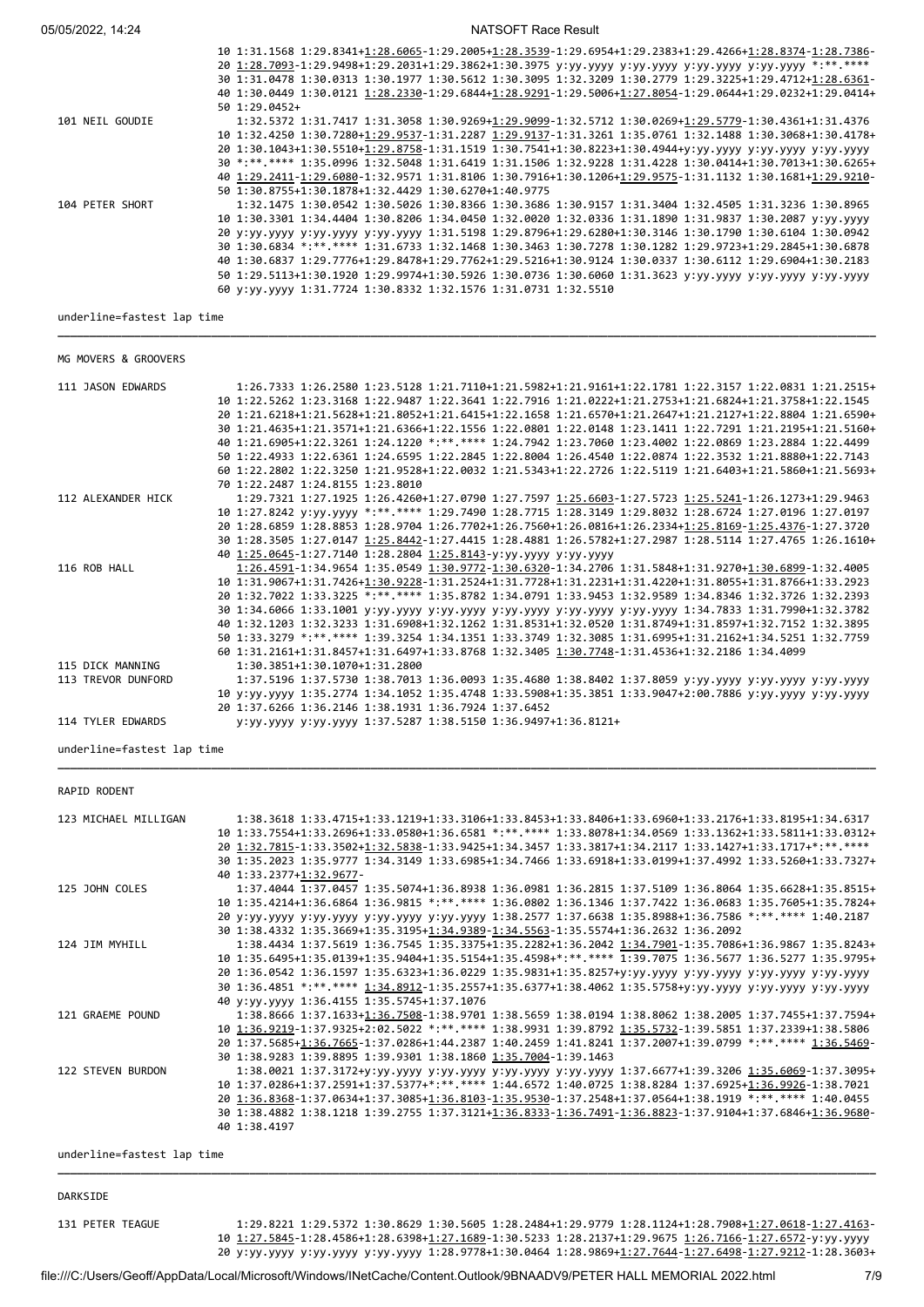```
                      10 1:31.1568 1:29.8341+1:28.6065-1:29.2005+1:28.3539-1:29.6954+1:29.2383+1:29.4266+1:28.8374-1:28.7386-
                      20 1:28.7093-1:29.9498+1:29.2031+1:29.3862+1:30.3975 y:yy.yyyy y:yy.yyyy y:yy.yyyy y:yy.yyyy *:**.****
                      30 1:31.0478 1:30.0313 1:30.1977 1:30.5612 1:30.3095 1:32.3209 1:30.2779 1:29.3225+1:29.4712+1:28.6361-
                      40 1:30.0449 1:30.0121 1:28.2330-1:29.6844+1:28.9291-1:29.5006+1:27.8054-1:29.0644+1:29.0232+1:29.0414+
                      50 1:29.0452+
101 NEIL GOUDIE          1:32.5372 1:31.7417 1:31.3058 1:30.9269+1:29.9099-1:32.5712 1:30.0269+1:29.5779-1:30.4361+1:31.4376
                      10 1:32.4250 1:30.7280+1:29.9537-1:31.2287 1:29.9137-1:31.3261 1:35.0761 1:32.1488 1:30.3068+1:30.4178+
                      20 1:30.1043+1:30.5510+1:29.8758-1:31.1519 1:30.7541+1:30.8223+1:30.4944+y:yy.yyyy y:yy.yyyy y:yy.yyyy
                      30 *:**.**** 1:35.0996 1:32.5048 1:31.6419 1:31.1506 1:32.9228 1:31.4228 1:30.0414+1:30.7013+1:30.6265+
                      40 1:29.2411-1:29.6080-1:32.9571 1:31.8106 1:30.7916+1:30.1206+1:29.9575-1:31.1132 1:30.1681+1:29.9210-
                      50 1:30.8755+1:30.1878+1:32.4429 1:30.6270+1:40.9775
104 PETER SHORT          1:32.1475 1:30.0542 1:30.5026 1:30.8366 1:30.3686 1:30.9157 1:31.3404 1:32.4505 1:31.3236 1:30.8965
                      10 1:30.3301 1:34.4404 1:30.8206 1:34.0450 1:32.0020 1:32.0336 1:31.1890 1:31.9837 1:30.2087 y:yy.yyyy
                      20 y:yy.yyyy y:yy.yyyy y:yy.yyyy 1:31.5198 1:29.8796+1:29.6280+1:30.3146 1:30.1790 1:30.6104 1:30.0942
                      30 1:30.6834 *:**.**** 1:31.6733 1:32.1468 1:30.3463 1:30.7278 1:30.1282 1:29.9723+1:29.2845+1:30.6878
                      40 1:30.6837 1:29.7776+1:29.8478+1:29.7762+1:29.5216+1:30.9124 1:30.0337 1:30.6112 1:29.6904+1:30.2183
                      50 1:29.5113+1:30.1920 1:29.9974+1:30.5926 1:30.0736 1:30.6060 1:31.3623 y:yy.yyyy y:yy.yyyy y:yy.yyyy
                      60 y:yy.yyyy 1:31.7724 1:30.8332 1:32.1576 1:31.0731 1:32.5510

underline=fastest lap time

MG MOVERS & GROOVERS

111 JASON EDWARDS        1:26.7333 1:26.2580 1:23.5128 1:21.7110+1:21.5982+1:21.9161+1:22.1781 1:22.3157 1:22.0831 1:21.2515+
                      10 1:22.5262 1:23.3168 1:22.9487 1:22.3641 1:22.7916 1:21.0222+1:21.2753+1:21.6824+1:21.3758+1:22.1545
                      20 1:21.6218+1:21.5628+1:21.8052+1:21.6415+1:22.1658 1:21.6570+1:21.2647+1:21.2127+1:22.8804 1:21.6590+
                      30 1:21.4635+1:21.3571+1:21.6366+1:22.1556 1:22.0801 1:22.0148 1:23.1411 1:22.7291 1:21.2195+1:21.5160+
                      40 1:21.6905+1:22.3261 1:24.1220 *:**.**** 1:24.7942 1:23.7060 1:23.4002 1:22.0869 1:23.2884 1:22.4499
                      50 1:22.4933 1:22.6361 1:24.6595 1:22.2845 1:22.8004 1:26.4540 1:22.0874 1:22.3532 1:21.8880+1:22.7143
                      60 1:22.2802 1:22.3250 1:21.9528+1:22.0032 1:21.5343+1:22.2726 1:22.5119 1:21.6403+1:21.5860+1:21.5693+
                      70 1:22.2487 1:24.8155 1:23.8010
112 ALEXANDER HICK       1:29.7321 1:27.1925 1:26.4260+1:27.0790 1:27.7597 1:25.6603-1:27.5723 1:25.5241-1:26.1273+1:29.9463
                      10 1:27.8242 y:yy.yyyy *:**.**** 1:29.7490 1:28.7715 1:28.3149 1:29.8032 1:28.6724 1:27.0196 1:27.0197
                      20 1:28.6859 1:28.8853 1:28.9704 1:26.7702+1:26.7560+1:26.0816+1:26.2334+1:25.8169-1:25.4376-1:27.3720
                      30 1:28.3505 1:27.0147 1:25.8442-1:27.4415 1:28.4881 1:26.5782+1:27.2987 1:28.5114 1:27.4765 1:26.1610+
                      40 1:25.0645-1:27.7140 1:28.2804 1:25.8143-y:yy.yyyy y:yy.yyyy
116 ROB HALL             1:26.4591-1:34.9654 1:35.0549 1:30.9772-1:30.6320-1:34.2706 1:31.5848+1:31.9270+1:30.6899-1:32.4005
                      10 1:31.9067+1:31.7426+1:30.9228-1:31.2524+1:31.7728+1:31.2231+1:31.4220+1:31.8055+1:31.8766+1:33.2923
                      20 1:32.7022 1:33.3225 *:**.**** 1:35.8782 1:34.0791 1:33.9453 1:32.9589 1:34.8346 1:32.3726 1:32.2393
                      30 1:34.6066 1:33.1001 y:yy.yyyy y:yy.yyyy y:yy.yyyy y:yy.yyyy y:yy.yyyy 1:34.7833 1:31.7990+1:32.3782
                      40 1:32.1203 1:32.3233 1:31.6908+1:32.1262 1:31.8531+1:32.0520 1:31.8749+1:31.8597+1:32.7152 1:32.3895
                      50 1:33.3279 *:**.**** 1:39.3254 1:34.1351 1:33.3749 1:32.3085 1:31.6995+1:31.2162+1:34.5251 1:32.7759
                      60 1:31.2161+1:31.8457+1:31.6497+1:33.8768 1:32.3405 1:30.7748-1:31.4536+1:32.2186 1:34.4099
115 DICK MANNING         1:30.3851+1:30.1070+1:31.2800
113 TREVOR DUNFORD       1:37.5196 1:37.5730 1:38.7013 1:36.0093 1:35.4680 1:38.8402 1:37.8059 y:yy.yyyy y:yy.yyyy y:yy.yyyy
                      10 y:yy.yyyy 1:35.2774 1:34.1052 1:35.4748 1:33.5908+1:35.3851 1:33.9047+2:00.7886 y:yy.yyyy y:yy.yyyy
                      20 1:37.6266 1:36.2146 1:38.1931 1:36.7924 1:37.6452
114 TYLER EDWARDS        y:yy.yyyy y:yy.yyyy 1:37.5287 1:38.5150 1:36.9497+1:36.8121+

underline=fastest lap time

RAPID RODENT

123 MICHAEL MILLIGAN     1:38.3618 1:33.4715+1:33.1219+1:33.3106+1:33.8453+1:33.8406+1:33.6960+1:33.2176+1:33.8195+1:34.6317
                      10 1:33.7554+1:33.2696+1:33.0580+1:36.6581 *:**.**** 1:33.8078+1:34.0569 1:33.1362+1:33.5811+1:33.0312+
                      20 1:32.7815-1:33.3502+1:32.5838-1:33.9425+1:34.3457 1:33.3817+1:34.2117 1:33.1427+1:33.1717+*:**.****
                      30 1:35.2023 1:35.9777 1:34.3149 1:33.6985+1:34.7466 1:33.6918+1:33.0199+1:37.4992 1:33.5260+1:33.7327+
                      40 1:33.2377+1:32.9677-
125 JOHN COLES           1:37.4044 1:37.0457 1:35.5074+1:36.8938 1:36.0981 1:36.2815 1:37.5109 1:36.8064 1:35.6628+1:35.8515+
                      10 1:35.4214+1:36.6864 1:36.9815 *:**.**** 1:36.0802 1:36.1346 1:37.7422 1:36.0683 1:35.7605+1:35.7824+
                      20 y:yy.yyyy y:yy.yyyy y:yy.yyyy y:yy.yyyy 1:38.2577 1:37.6638 1:35.8988+1:36.7586 *:**.**** 1:40.2187
                      30 1:38.4332 1:35.3669+1:35.3195+1:34.9389-1:34.5563-1:35.5574+1:36.2632 1:36.2092
124 JIM MYHILL           1:38.4434 1:37.5619 1:36.7545 1:35.3375+1:35.2282+1:36.2042 1:34.7901-1:35.7086+1:36.9867 1:35.8243+
                      10 1:35.6495+1:35.0139+1:35.9404+1:35.5154+1:35.4598+*:**.**** 1:39.7075 1:36.5677 1:36.5277 1:35.9795+
                      20 1:36.0542 1:36.1597 1:35.6323+1:36.0229 1:35.9831+1:35.8257+y:yy.yyyy y:yy.yyyy y:yy.yyyy y:yy.yyyy
                      30 1:36.4851 *:**.**** 1:34.8912-1:35.2557+1:35.6377+1:38.4062 1:35.5758+y:yy.yyyy y:yy.yyyy y:yy.yyyy
                      40 y:yy.yyyy 1:36.4155 1:35.5745+1:37.1076
121 GRAEME POUND         1:38.8666 1:37.1633+1:36.7508-1:38.9701 1:38.5659 1:38.0194 1:38.8062 1:38.2005 1:37.7455+1:37.7594+
                      10 1:36.9219-1:37.9325+2:02.5022 *:**.**** 1:38.9931 1:39.8792 1:35.5732-1:39.5851 1:37.2339+1:38.5806
                      20 1:37.5685+1:36.7665-1:37.0286+1:44.2387 1:40.2459 1:41.8241 1:37.2007+1:39.0799 *:**.**** 1:36.5469-
                      30 1:38.9283 1:39.8895 1:39.9301 1:38.1860 1:35.7004-1:39.1463
122 STEVEN BURDON        1:38.0021 1:37.3172+y:yy.yyyy y:yy.yyyy y:yy.yyyy y:yy.yyyy 1:37.6677+1:39.3206 1:35.6069-1:37.3095+
                      10 1:37.0286+1:37.2591+1:37.5377+*:**.**** 1:44.6572 1:40.0725 1:38.8284 1:37.6925+1:36.9926-1:38.7021
                      20 1:36.8368-1:37.0634+1:37.3085+1:36.8103-1:35.9530-1:37.2548+1:37.0564+1:38.1919 *:**.**** 1:40.0455
                      30 1:38.4882 1:38.1218 1:39.2755 1:37.3121+1:36.8333-1:36.7491-1:36.8823-1:37.9104+1:37.6846+1:36.9680-
                      40 1:38.4197

underline=fastest lap time

DARKSIDE

131 PETER TEAGUE         1:29.8221 1:29.5372 1:30.8629 1:30.5605 1:28.2484+1:29.9779 1:28.1124+1:28.7908+1:27.0618-1:27.4163-
                      10 1:27.5845-1:28.4586+1:28.6398+1:27.1689-1:30.5233 1:28.2137+1:29.9675 1:26.7166-1:27.6572-y:yy.yyyy
                      20 y:yy.yyyy y:yy.yyyy y:yy.yyyy 1:28.9778+1:30.0464 1:28.9869+1:27.7644-1:27.6498-1:27.9212-1:28.3603+
```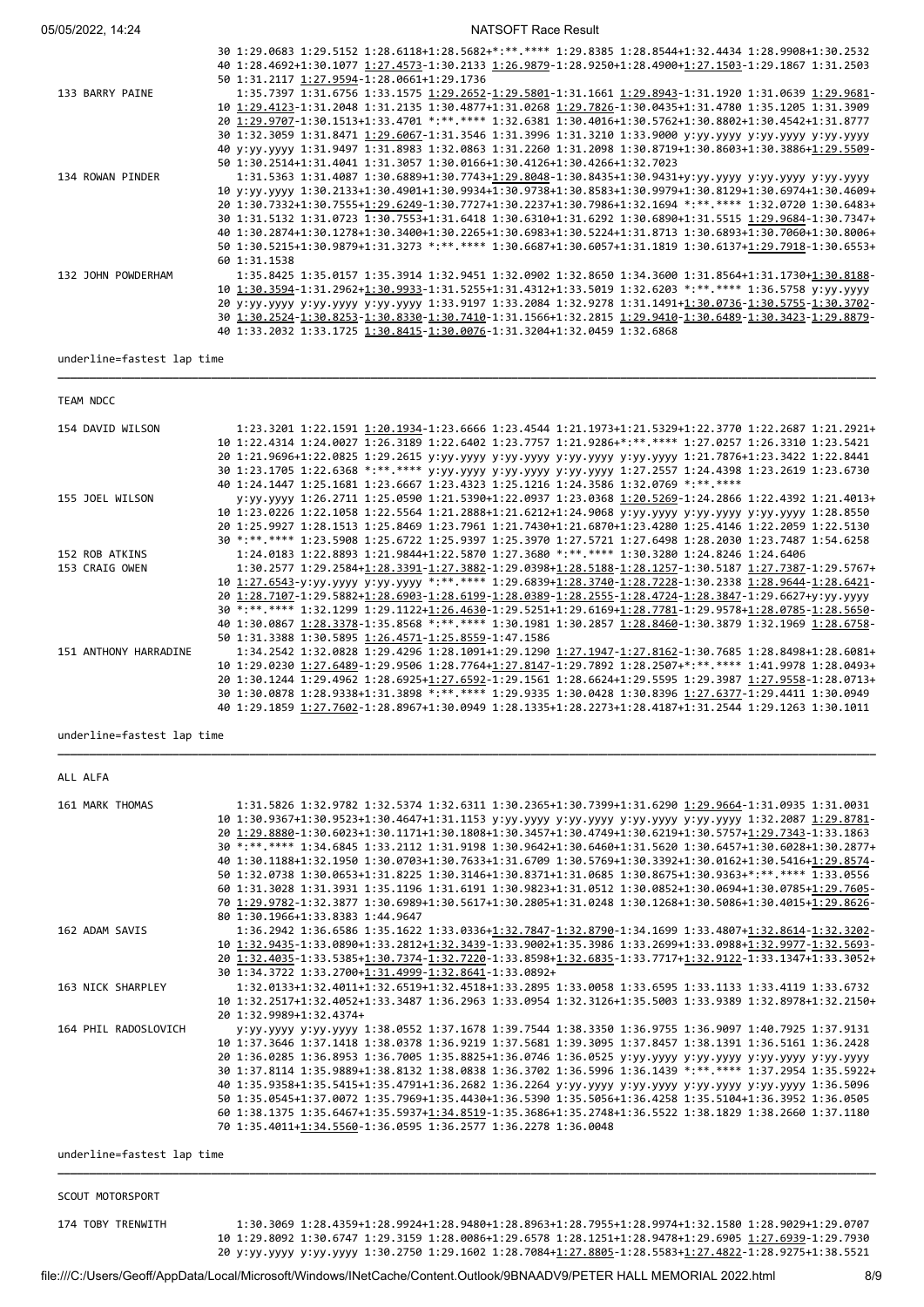30 1:29.0683 1:29.5152 1:28.6118+1:28.5682+*:**.**** 1:29.8385 1:28.8544+1:32.4434 1:28.9908+1:30.2532
40 1:28.4692+1:30.1077 1:27.4573-1:30.2133 1:26.9879-1:28.9250+1:28.4900+1:27.1503-1:29.1867 1:31.2503
50 1:31.2117 1:27.9594-1:28.0661+1:29.1736

```
133 BARRY PAINE          1:35.7397 1:31.6756 1:33.1575 1:29.2652-1:29.5801-1:31.1661 1:29.8943-1:31.1920 1:31.0639 1:29.9681-
                      10 1:29.4123-1:31.2048 1:31.2135 1:30.4877+1:31.0268 1:29.7826-1:30.0435+1:31.4780 1:35.1205 1:31.3909
                      20 1:29.9707-1:30.1513+1:33.4701 *:**.**** 1:32.6381 1:30.4016+1:30.5762+1:30.8802+1:30.4542+1:31.8777
                      30 1:32.3059 1:31.8471 1:29.6067-1:31.3546 1:31.3996 1:31.3210 1:33.9000 y:yy.yyyy y:yy.yyyy y:yy.yyyy
                      40 y:yy.yyyy 1:31.9497 1:31.8983 1:32.0863 1:31.2260 1:31.2098 1:30.8719+1:30.8603+1:30.3886+1:29.5509-
                      50 1:30.2514+1:31.4041 1:31.3057 1:30.0166+1:30.4126+1:30.4266+1:32.7023
134 ROWAN PINDER         1:31.5363 1:31.4087 1:30.6889+1:30.7743+1:29.8048-1:30.8435+1:30.9431+y:yy.yyyy y:yy.yyyy y:yy.yyyy
                      10 y:yy.yyyy 1:30.2133+1:30.4901+1:30.9934+1:30.9738+1:30.8583+1:30.9979+1:30.8129+1:30.6974+1:30.4609+
                      20 1:30.7332+1:30.7555+1:29.6249-1:30.7727+1:30.2237+1:30.7986+1:32.1694 *:**.**** 1:32.0720 1:30.6483+
                      30 1:31.5132 1:31.0723 1:30.7553+1:31.6418 1:30.6310+1:31.6292 1:30.6890+1:31.5515 1:29.9684-1:30.7347+
                      40 1:30.2874+1:30.1278+1:30.3400+1:30.2265+1:30.6983+1:30.5224+1:31.8713 1:30.6893+1:30.7060+1:30.8006+
                      50 1:30.5215+1:30.9879+1:31.3273 *:**.**** 1:30.6687+1:30.6057+1:31.1819 1:30.6137+1:29.7918-1:30.6553+
                      60 1:31.1538
132 JOHN POWDERHAM       1:35.8425 1:35.0157 1:35.3914 1:32.9451 1:32.0902 1:32.8650 1:34.3600 1:31.8564+1:31.1730+1:30.8188-
                      10 1:30.3594-1:31.2962+1:30.9933-1:31.5255+1:31.4312+1:33.5019 1:32.6203 *:**.**** 1:36.5758 y:yy.yyyy
                      20 y:yy.yyyy y:yy.yyyy y:yy.yyyy 1:33.9197 1:33.2084 1:32.9278 1:31.1491+1:30.0736-1:30.5755-1:30.3702-
                      30 1:30.2524-1:30.8253-1:30.8330-1:30.7410-1:31.1566+1:32.2815 1:29.9410-1:30.6489-1:30.3423-1:29.8879-
                      40 1:33.2032 1:33.1725 1:30.8415-1:30.0076-1:31.3204+1:32.0459 1:32.6868
```

underline=fastest lap time

TEAM NDCC

```
154 DAVID WILSON         1:23.3201 1:22.1591 1:20.1934-1:23.6666 1:23.4544 1:21.1973+1:21.5329+1:22.3770 1:22.2687 1:21.2921+
                      10 1:22.4314 1:24.0027 1:26.3189 1:22.6402 1:23.7757 1:21.9286+*:**.**** 1:27.0257 1:26.3310 1:23.5421
                      20 1:21.9696+1:22.0825 1:29.2615 y:yy.yyyy y:yy.yyyy y:yy.yyyy y:yy.yyyy 1:21.7876+1:23.3422 1:22.8441
                      30 1:23.1705 1:22.6368 *:**.**** y:yy.yyyy y:yy.yyyy y:yy.yyyy 1:27.2557 1:24.4398 1:23.2619 1:23.6730
                      40 1:24.1447 1:25.1681 1:23.6667 1:23.4323 1:25.1216 1:24.3586 1:32.0769 *:**.****
155 JOEL WILSON          y:yy.yyyy 1:26.2711 1:25.0590 1:21.5390+1:22.0937 1:23.0368 1:20.5269-1:24.2866 1:22.4392 1:21.4013+
                      10 1:23.0226 1:22.1058 1:22.5564 1:21.2888+1:21.6212+1:24.9068 y:yy.yyyy y:yy.yyyy y:yy.yyyy 1:28.8550
                      20 1:25.9927 1:28.1513 1:25.8469 1:23.7961 1:21.7430+1:21.6870+1:23.4280 1:25.4146 1:22.2059 1:22.5130
                      30 *:**.**** 1:23.5908 1:25.6722 1:25.9397 1:25.3970 1:27.5721 1:27.6498 1:28.2030 1:23.7487 1:54.6258
152 ROB ATKINS           1:24.0183 1:22.8893 1:21.9844+1:22.5870 1:27.3680 *:**.**** 1:30.3280 1:24.8246 1:24.6406
153 CRAIG OWEN           1:30.2577 1:29.2584+1:28.3391-1:27.3882-1:29.0398+1:28.5188-1:28.1257-1:30.5187 1:27.7387-1:29.5767+
                      10 1:27.6543-y:yy.yyyy y:yy.yyyy *:**.**** 1:29.6839+1:28.3740-1:28.7228-1:30.2338 1:28.9644-1:28.6421-
                      20 1:28.7107-1:29.5882+1:28.6903-1:28.6199-1:28.0389-1:28.2555-1:28.4724-1:28.3847-1:29.6627+y:yy.yyyy
                      30 *:**.**** 1:32.1299 1:29.1122+1:26.4630-1:29.5251+1:29.6169+1:28.7781-1:29.9578+1:28.0785-1:28.5650-
                      40 1:30.0867 1:28.3378-1:35.8568 *:**.**** 1:30.1981 1:30.2857 1:28.8460-1:30.3879 1:32.1969 1:28.6758-
                      50 1:31.3388 1:30.5895 1:26.4571-1:25.8559-1:47.1586
151 ANTHONY HARRADINE    1:34.2542 1:32.0828 1:29.4296 1:28.1091+1:29.1290 1:27.1947-1:27.8162-1:30.7685 1:28.8498+1:28.6081+
                      10 1:29.0230 1:27.6489-1:29.9506 1:28.7764+1:27.8147-1:29.7892 1:28.2507+*:**.**** 1:41.9978 1:28.0493+
                      20 1:30.1244 1:29.4962 1:28.6925+1:27.6592-1:29.1561 1:28.6624+1:29.5595 1:29.3987 1:27.9558-1:28.0713+
                      30 1:30.0878 1:28.9338+1:31.3898 *:**.**** 1:29.9335 1:30.0428 1:30.8396 1:27.6377-1:29.4411 1:30.0949
                      40 1:29.1859 1:27.7602-1:28.8967+1:30.0949 1:28.1335+1:28.2273+1:28.4187+1:31.2544 1:29.1263 1:30.1011
```

underline=fastest lap time

ALL ALFA

```
161 MARK THOMAS          1:31.5826 1:32.9782 1:32.5374 1:32.6311 1:30.2365+1:30.7399+1:31.6290 1:29.9664-1:31.0935 1:31.0031
                      10 1:30.9367+1:30.9523+1:30.4647+1:31.1153 y:yy.yyyy y:yy.yyyy y:yy.yyyy y:yy.yyyy 1:32.2087 1:29.8781-
                      20 1:29.8880-1:30.6023+1:30.1171+1:30.1808+1:30.3457+1:30.4749+1:30.6219+1:30.5757+1:29.7343-1:33.1863
                      30 *:**.**** 1:34.6845 1:33.2112 1:31.9198 1:30.9642+1:30.6460+1:31.5620 1:30.6457+1:30.6028+1:30.2877+
                      40 1:30.1188+1:32.1950 1:30.0703+1:30.7633+1:31.6709 1:30.5769+1:30.3392+1:30.0162+1:30.5416+1:29.8574-
                      50 1:32.0738 1:30.0653+1:31.8225 1:30.3146+1:30.8371+1:31.0685 1:30.8675+1:30.9363+*:**.**** 1:33.0556
                      60 1:31.3028 1:31.3931 1:35.1196 1:31.6191 1:30.9823+1:31.0512 1:30.0852+1:30.0694+1:30.0785+1:29.7605-
                      70 1:29.9782-1:32.3877 1:30.6989+1:30.5617+1:30.2805+1:31.0248 1:30.1268+1:30.5086+1:30.4015+1:29.8626-
                      80 1:30.1966+1:33.8383 1:44.9647
162 ADAM SAVIS           1:36.2942 1:36.6586 1:35.1622 1:33.0336+1:32.7847-1:32.8790-1:34.1699 1:33.4807+1:32.8614-1:32.3202-
                      10 1:32.9435-1:33.0890+1:33.2812+1:32.3439-1:33.9002+1:35.3986 1:33.2699+1:33.0988+1:32.9977-1:32.5693-
                      20 1:32.4035-1:33.5385+1:30.7374-1:32.7220-1:33.8598+1:32.6835-1:33.7717+1:32.9122-1:33.1347+1:33.3052+
                      30 1:34.3722 1:33.2700+1:31.4999-1:32.8641-1:33.0892+
163 NICK SHARPLEY        1:32.0133+1:32.4011+1:32.6519+1:32.4518+1:33.2895 1:33.0058 1:33.6595 1:33.1133 1:33.4119 1:33.6732
                      10 1:32.2517+1:32.4052+1:33.3487 1:36.2963 1:33.0954 1:32.3126+1:35.5003 1:33.9389 1:32.8978+1:32.2150+
                      20 1:32.9989+1:32.4374+
164 PHIL RADOSLOVICH     y:yy.yyyy y:yy.yyyy 1:38.0552 1:37.1678 1:39.7544 1:38.3350 1:36.9755 1:36.9097 1:40.7925 1:37.9131
                      10 1:37.3646 1:37.1418 1:38.0378 1:36.9219 1:37.5681 1:39.3095 1:37.8457 1:38.1391 1:36.5161 1:36.2428
                      20 1:36.0285 1:36.8953 1:36.7005 1:35.8825+1:36.0746 1:36.0525 y:yy.yyyy y:yy.yyyy y:yy.yyyy y:yy.yyyy
                      30 1:37.8114 1:35.9889+1:38.8132 1:38.0838 1:36.3702 1:36.5996 1:36.1439 *:**.**** 1:37.2954 1:35.5922+
                      40 1:35.9358+1:35.5415+1:35.4791+1:36.2682 1:36.2264 y:yy.yyyy y:yy.yyyy y:yy.yyyy y:yy.yyyy 1:36.5096
                      50 1:35.0545+1:37.0072 1:35.7969+1:35.4430+1:35.5390 1:35.5056+1:36.4258 1:35.5104+1:36.3952 1:36.0505
                      60 1:38.1375 1:35.6467+1:35.5937+1:34.8519-1:35.3686+1:35.2748+1:36.5522 1:38.1829 1:38.2660 1:37.1180
                      70 1:35.4011+1:34.5560-1:36.0595 1:36.2577 1:36.2278 1:36.0048
```

underline=fastest lap time

SCOUT MOTORSPORT

```
174 TOBY TRENWITH        1:30.3069 1:28.4359+1:28.9924+1:28.9480+1:28.8963+1:28.7955+1:28.9974+1:32.1580 1:28.9029+1:29.0707
                      10 1:29.8092 1:30.6747 1:29.3159 1:28.0086+1:29.6578 1:28.1251+1:28.9478+1:29.6905 1:27.6939-1:29.7930
                      20 y:yy.yyyy y:yy.yyyy 1:30.2750 1:29.1602 1:28.7084+1:27.8805-1:28.5583+1:27.4822-1:28.9275+1:38.5521
```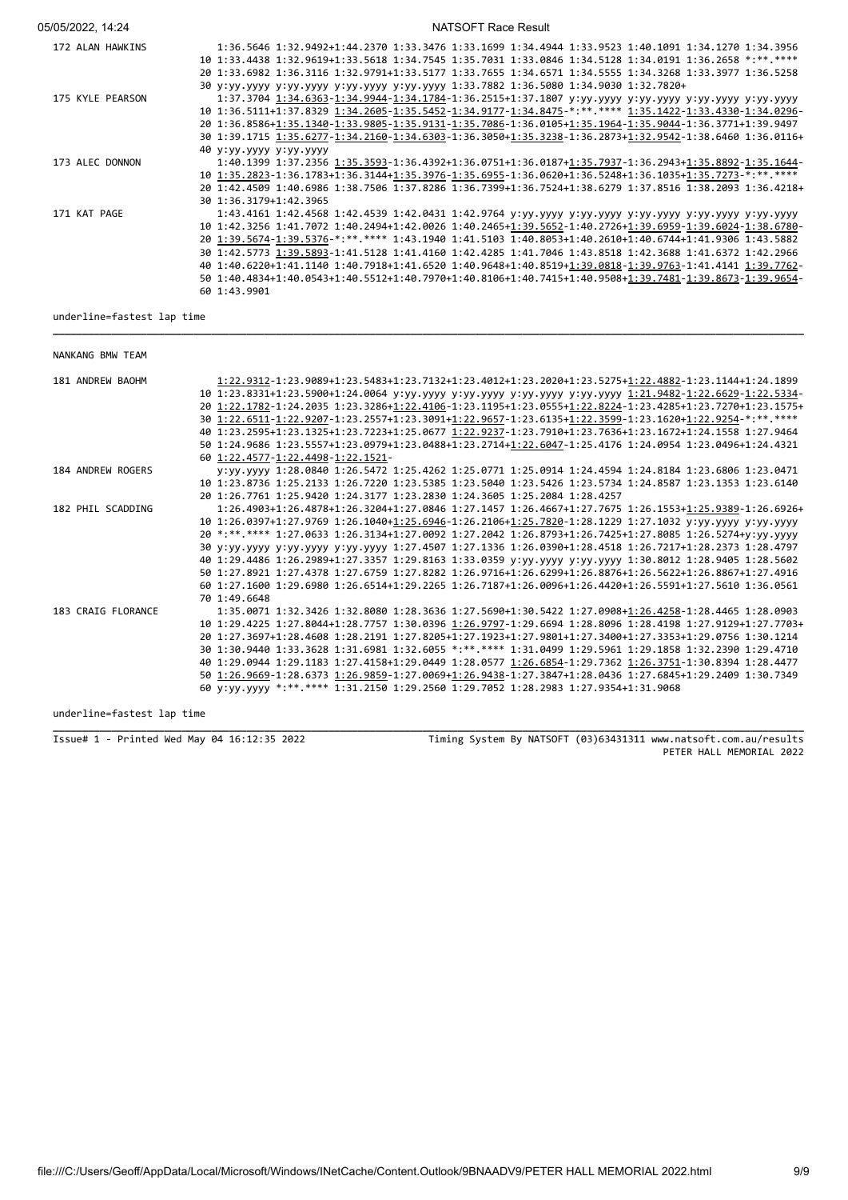| | |
|---|---|
| 172 ALAN HAWKINS | 1:36.5646 1:32.9492+1:44.2370 1:33.3476 1:33.1699 1:34.4944 1:33.9523 1:40.1091 1:34.1270 1:34.3956 |
| | 10 1:33.4438 1:32.9619+1:33.5618 1:34.7545 1:35.7031 1:33.0846 1:34.5128 1:34.0191 1:36.2658 *:**.**** |
| | 20 1:33.6982 1:36.3116 1:32.9791+1:33.5177 1:33.7655 1:34.6571 1:34.5555 1:34.3268 1:33.3977 1:36.5258 |
| | 30 y:yy.yyyy y:yy.yyyy y:yy.yyyy y:yy.yyyy 1:33.7882 1:36.5080 1:34.9030 1:32.7820+ |
| 175 KYLE PEARSON | 1:37.3704 1:34.6363-1:34.9944-1:34.1784-1:36.2515+1:37.1807 y:yy.yyyy y:yy.yyyy y:yy.yyyy y:yy.yyyy |
| | 10 1:36.5111+1:37.8329 1:34.2605-1:35.5452-1:34.9177-1:34.8475-*:**.**** 1:35.1422-1:33.4330-1:34.0296- |
| | 20 1:36.8586+1:35.1340-1:33.9805-1:35.9131-1:35.7086-1:36.0105+1:35.1964-1:35.9044-1:36.3771+1:39.9497 |
| | 30 1:39.1715 1:35.6277-1:34.2160-1:34.6303-1:36.3050+1:35.3238-1:36.2873+1:32.9542-1:38.6460 1:36.0116+ |
| | 40 y:yy.yyyy y:yy.yyyy |
| 173 ALEC DONNON | 1:40.1399 1:37.2356 1:35.3593-1:36.4392+1:36.0751+1:36.0187+1:35.7937-1:36.2943+1:35.8892-1:35.1644- |
| | 10 1:35.2823-1:36.1783+1:36.3144+1:35.3976-1:35.6955-1:36.0620+1:36.5248+1:36.1035+1:35.7273-*:**.**** |
| | 20 1:42.4509 1:40.6986 1:38.7506 1:37.8286 1:36.7399+1:36.7524+1:38.6279 1:37.8516 1:38.2093 1:36.4218+ |
| | 30 1:36.3179+1:42.3965 |
| 171 KAT PAGE | 1:43.4161 1:42.4568 1:42.4539 1:42.0431 1:42.9764 y:yy.yyyy y:yy.yyyy y:yy.yyyy y:yy.yyyy y:yy.yyyy |
| | 10 1:42.3256 1:41.7072 1:40.2494+1:42.0026 1:40.2465+1:39.5652-1:40.2726+1:39.6959-1:39.6024-1:38.6780- |
| | 20 1:39.5674-1:39.5376-*:**.**** 1:43.1940 1:41.5103 1:40.8053+1:40.2610+1:40.6744+1:41.9306 1:43.5882 |
| | 30 1:42.5773 1:39.5893-1:41.5128 1:41.4160 1:42.4285 1:41.7046 1:43.8518 1:42.3688 1:41.6372 1:42.2966 |
| | 40 1:40.6220+1:41.1140 1:40.7918+1:41.6520 1:40.9648+1:40.8519+1:39.0818-1:39.9763-1:41.4141 1:39.7762- |
| | 50 1:40.4834+1:40.0543+1:40.5512+1:40.7970+1:40.8106+1:40.7415+1:40.9508+1:39.7481-1:39.8673-1:39.9654- |
| | 60 1:43.9901 |

underline=fastest lap time

NANKANG BMW TEAM

| | |
|---|---|
| 181 ANDREW BAOHM | 1:22.9312-1:23.9089+1:23.5483+1:23.7132+1:23.4012+1:23.2020+1:23.5275+1:22.4882-1:23.1144+1:24.1899 |
| | 10 1:23.8331+1:23.5900+1:24.0064 y:yy.yyyy y:yy.yyyy y:yy.yyyy y:yy.yyyy 1:21.9482-1:22.6629-1:22.5334- |
| | 20 1:22.1782-1:24.2035 1:23.3286+1:22.4106-1:23.1195+1:23.0555+1:22.8224-1:23.4285+1:23.7270+1:23.1575+ |
| | 30 1:22.6511-1:22.9207-1:23.2557+1:23.3091+1:22.9657-1:23.6135+1:22.3599-1:23.1620+1:22.9254-*:**.**** |
| | 40 1:23.2595+1:23.1325+1:23.7223+1:25.0677 1:22.9237-1:23.7910+1:23.7636+1:23.1672+1:24.1558 1:27.9464 |
| | 50 1:24.9686 1:23.5557+1:23.0979+1:23.0488+1:23.2714+1:22.6047-1:25.4176 1:24.0954 1:23.0496+1:24.4321 |
| | 60 1:22.4577-1:22.4498-1:22.1521- |
| 184 ANDREW ROGERS | y:yy.yyyy 1:28.0840 1:26.5472 1:25.4262 1:25.0771 1:25.0914 1:24.4594 1:24.8184 1:23.6806 1:23.0471 |
| | 10 1:23.8736 1:25.2133 1:26.7220 1:23.5385 1:23.5040 1:23.5426 1:23.5734 1:24.8587 1:23.1353 1:23.6140 |
| | 20 1:26.7761 1:25.9420 1:24.3177 1:23.2830 1:24.3605 1:25.2084 1:28.4257 |
| 182 PHIL SCADDING | 1:26.4903+1:26.4878+1:26.3204+1:27.0846 1:27.1457 1:26.4667+1:27.7675 1:26.1553+1:25.9389-1:26.6926+ |
| | 10 1:26.0397+1:27.9769 1:26.1040+1:25.6946-1:26.2106+1:25.7820-1:28.1229 1:27.1032 y:yy.yyyy y:yy.yyyy |
| | 20 *:**.**** 1:27.0633 1:26.3134+1:27.0092 1:27.2042 1:26.8793+1:26.7425+1:27.8085 1:26.5274+y:yy.yyyy |
| | 30 y:yy.yyyy y:yy.yyyy y:yy.yyyy 1:27.4507 1:27.1336 1:26.0390+1:28.4518 1:26.7217+1:28.2373 1:28.4797 |
| | 40 1:29.4486 1:26.2989+1:27.3357 1:29.8163 1:33.0359 y:yy.yyyy y:yy.yyyy 1:30.8012 1:28.9405 1:28.5602 |
| | 50 1:27.8921 1:27.4378 1:27.6759 1:27.8282 1:26.9716+1:26.6299+1:26.8876+1:26.5622+1:26.8867+1:27.4916 |
| | 60 1:27.1600 1:29.6980 1:26.6514+1:29.2265 1:26.7187+1:26.0096+1:26.4420+1:26.5591+1:27.5610 1:36.0561 |
| | 70 1:49.6648 |
| 183 CRAIG FLORANCE | 1:35.0071 1:32.3426 1:32.8080 1:28.3636 1:27.5690+1:30.5422 1:27.0908+1:26.4258-1:28.4465 1:28.0903 |
| | 10 1:29.4225 1:27.8044+1:28.7757 1:30.0396 1:26.9797-1:29.6694 1:28.8096 1:28.4198 1:27.9129+1:27.7703+ |
| | 20 1:27.3697+1:28.4608 1:28.2191 1:27.8205+1:27.1923+1:27.9801+1:27.3400+1:27.3353+1:29.0756 1:30.1214 |
| | 30 1:30.9440 1:33.3628 1:31.6981 1:32.6055 *:**.**** 1:31.0499 1:29.5961 1:29.1858 1:32.2390 1:29.4710 |
| | 40 1:29.0944 1:29.1183 1:27.4158+1:29.0449 1:28.0577 1:26.6854-1:29.7362 1:26.3751-1:30.8394 1:28.4477 |
| | 50 1:26.9669-1:28.6373 1:26.9859-1:27.0069+1:26.9438-1:27.3847+1:28.0436 1:27.6845+1:29.2409 1:30.7349 |
| | 60 y:yy.yyyy *:**.**** 1:31.2150 1:29.2560 1:29.7052 1:28.2983 1:27.9354+1:31.9068 |

underline=fastest lap time

Issue# 1 - Printed Wed May 04 16:12:35 2022 — Timing System By NATSOFT (03)63431311 www.natsoft.com.au/results PETER HALL MEMORIAL 2022